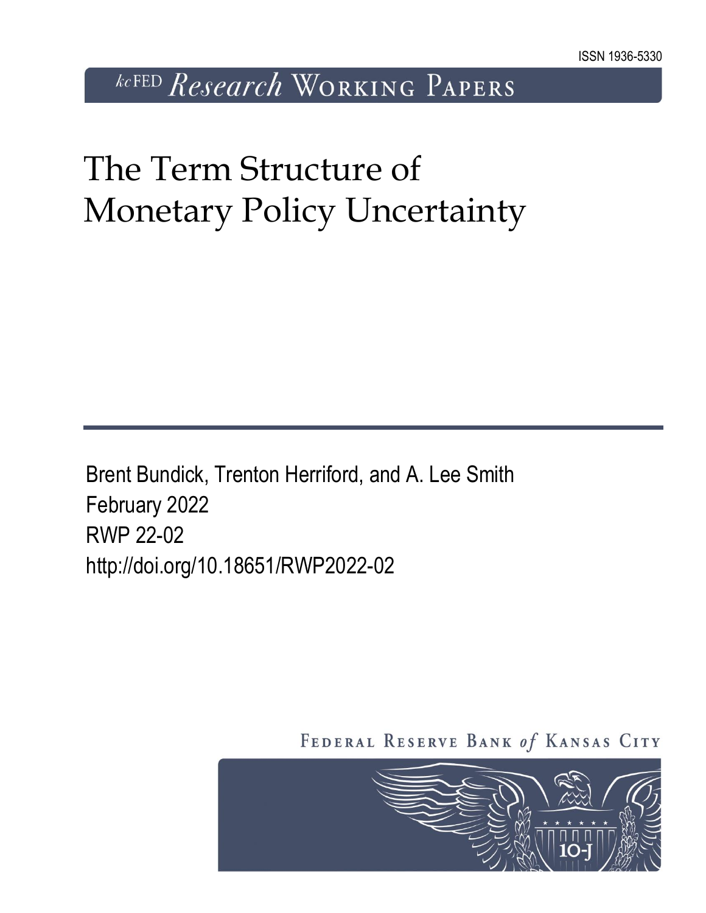ISSN 1936-5330

kcFED Research Working Papers

# The Term Structure of Monetary Policy Uncertainty

Brent Bundick, Trenton Herriford, and A. Lee Smith
February 2022
RWP 22-02
http://doi.org/10.18651/RWP2022-02

Federal Reserve Bank *of* Kansas City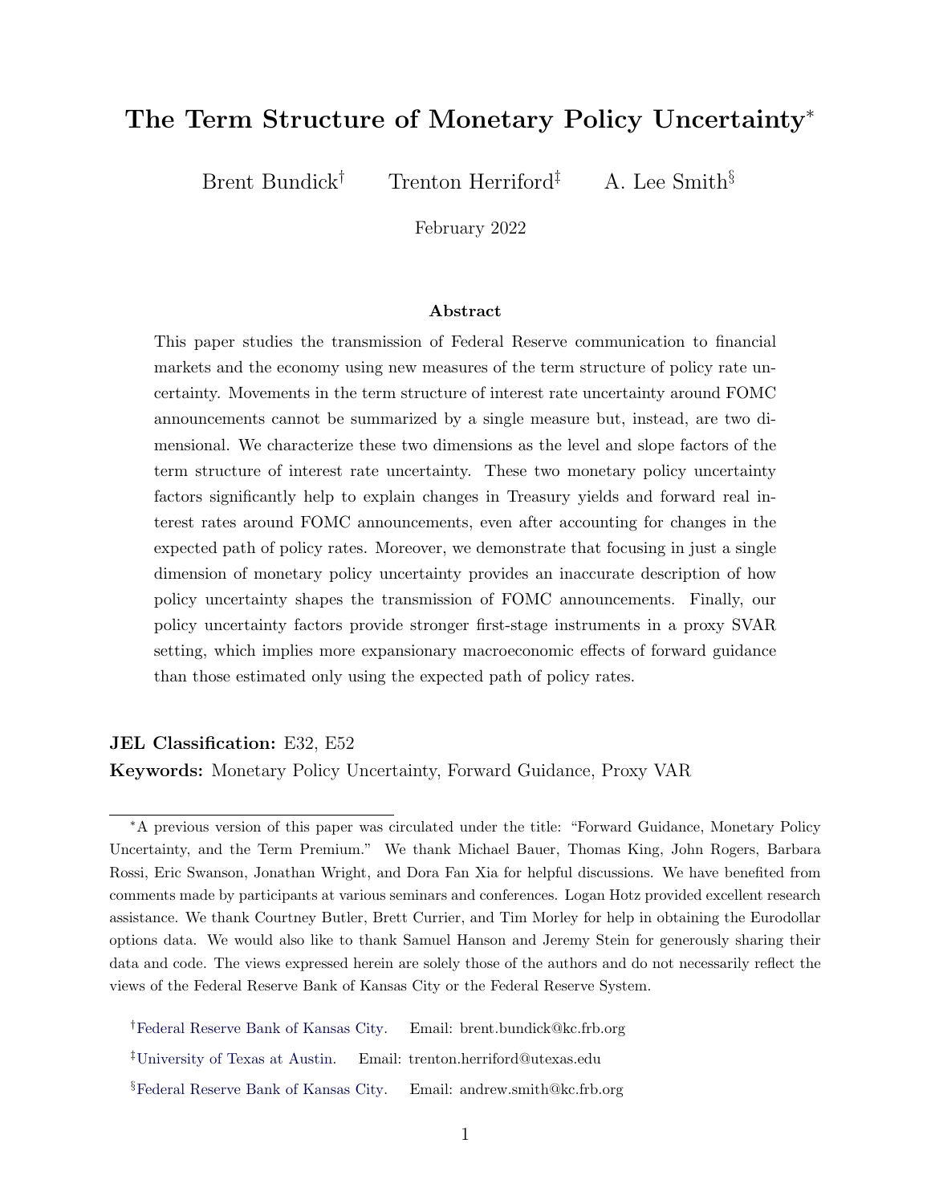# The Term Structure of Monetary Policy Uncertainty*

Brent Bundick[†] Trenton Herriford[‡] A. Lee Smith[§]

February 2022

### Abstract

This paper studies the transmission of Federal Reserve communication to financial markets and the economy using new measures of the term structure of policy rate uncertainty. Movements in the term structure of interest rate uncertainty around FOMC announcements cannot be summarized by a single measure but, instead, are two dimensional. We characterize these two dimensions as the level and slope factors of the term structure of interest rate uncertainty. These two monetary policy uncertainty factors significantly help to explain changes in Treasury yields and forward real interest rates around FOMC announcements, even after accounting for changes in the expected path of policy rates. Moreover, we demonstrate that focusing in just a single dimension of monetary policy uncertainty provides an inaccurate description of how policy uncertainty shapes the transmission of FOMC announcements. Finally, our policy uncertainty factors provide stronger first-stage instruments in a proxy SVAR setting, which implies more expansionary macroeconomic effects of forward guidance than those estimated only using the expected path of policy rates.

**JEL Classification:** E32, E52

**Keywords:** Monetary Policy Uncertainty, Forward Guidance, Proxy VAR

---

*A previous version of this paper was circulated under the title: "Forward Guidance, Monetary Policy Uncertainty, and the Term Premium." We thank Michael Bauer, Thomas King, John Rogers, Barbara Rossi, Eric Swanson, Jonathan Wright, and Dora Fan Xia for helpful discussions. We have benefited from comments made by participants at various seminars and conferences. Logan Hotz provided excellent research assistance. We thank Courtney Butler, Brett Currier, and Tim Morley for help in obtaining the Eurodollar options data. We would also like to thank Samuel Hanson and Jeremy Stein for generously sharing their data and code. The views expressed herein are solely those of the authors and do not necessarily reflect the views of the Federal Reserve Bank of Kansas City or the Federal Reserve System.

[†]Federal Reserve Bank of Kansas City. Email: brent.bundick@kc.frb.org

[‡]University of Texas at Austin. Email: trenton.herriford@utexas.edu

[§]Federal Reserve Bank of Kansas City. Email: andrew.smith@kc.frb.org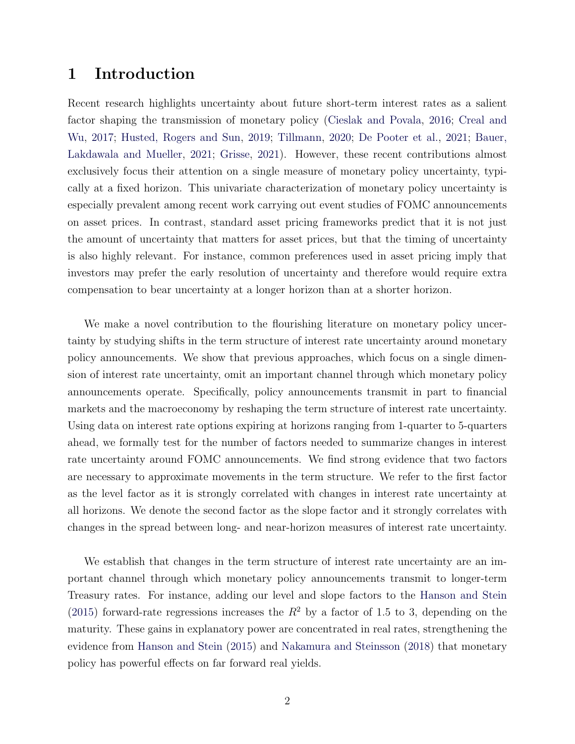# 1 Introduction

Recent research highlights uncertainty about future short-term interest rates as a salient factor shaping the transmission of monetary policy (Cieslak and Povala, 2016; Creal and Wu, 2017; Husted, Rogers and Sun, 2019; Tillmann, 2020; De Pooter et al., 2021; Bauer, Lakdawala and Mueller, 2021; Grisse, 2021). However, these recent contributions almost exclusively focus their attention on a single measure of monetary policy uncertainty, typically at a fixed horizon. This univariate characterization of monetary policy uncertainty is especially prevalent among recent work carrying out event studies of FOMC announcements on asset prices. In contrast, standard asset pricing frameworks predict that it is not just the amount of uncertainty that matters for asset prices, but that the timing of uncertainty is also highly relevant. For instance, common preferences used in asset pricing imply that investors may prefer the early resolution of uncertainty and therefore would require extra compensation to bear uncertainty at a longer horizon than at a shorter horizon.

We make a novel contribution to the flourishing literature on monetary policy uncertainty by studying shifts in the term structure of interest rate uncertainty around monetary policy announcements. We show that previous approaches, which focus on a single dimension of interest rate uncertainty, omit an important channel through which monetary policy announcements operate. Specifically, policy announcements transmit in part to financial markets and the macroeconomy by reshaping the term structure of interest rate uncertainty. Using data on interest rate options expiring at horizons ranging from 1-quarter to 5-quarters ahead, we formally test for the number of factors needed to summarize changes in interest rate uncertainty around FOMC announcements. We find strong evidence that two factors are necessary to approximate movements in the term structure. We refer to the first factor as the level factor as it is strongly correlated with changes in interest rate uncertainty at all horizons. We denote the second factor as the slope factor and it strongly correlates with changes in the spread between long- and near-horizon measures of interest rate uncertainty.

We establish that changes in the term structure of interest rate uncertainty are an important channel through which monetary policy announcements transmit to longer-term Treasury rates. For instance, adding our level and slope factors to the Hanson and Stein (2015) forward-rate regressions increases the $R^2$ by a factor of 1.5 to 3, depending on the maturity. These gains in explanatory power are concentrated in real rates, strengthening the evidence from Hanson and Stein (2015) and Nakamura and Steinsson (2018) that monetary policy has powerful effects on far forward real yields.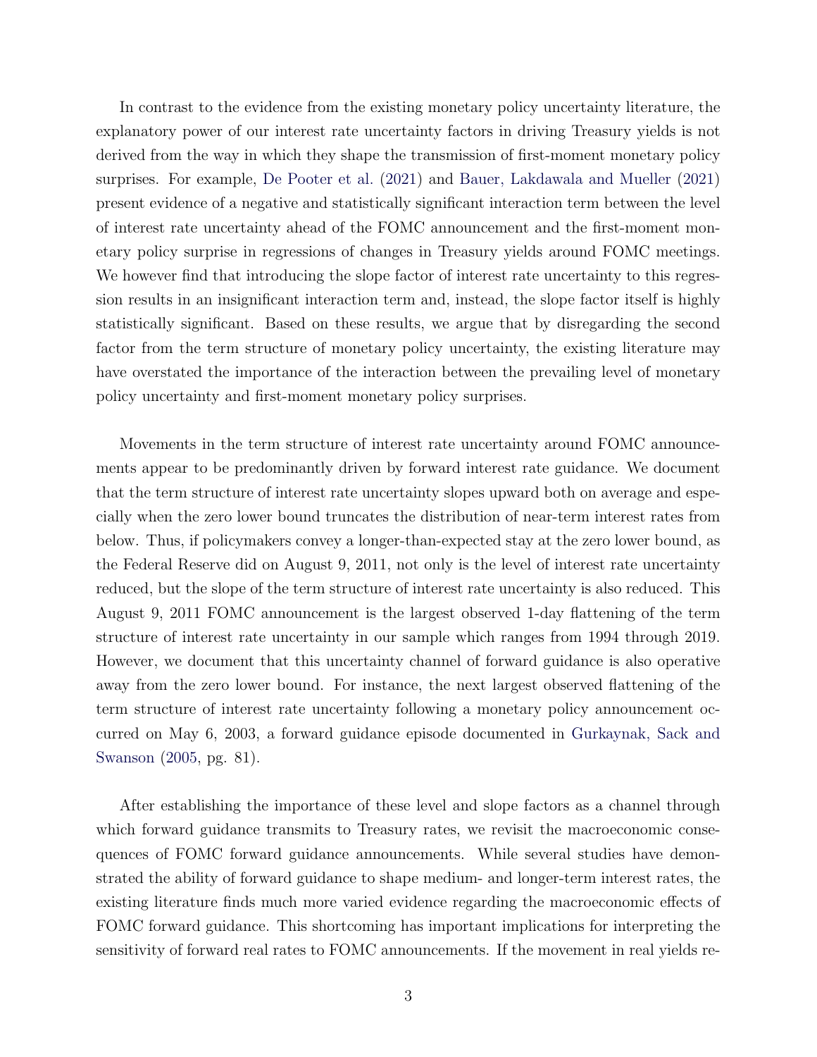In contrast to the evidence from the existing monetary policy uncertainty literature, the explanatory power of our interest rate uncertainty factors in driving Treasury yields is not derived from the way in which they shape the transmission of first-moment monetary policy surprises. For example, De Pooter et al. (2021) and Bauer, Lakdawala and Mueller (2021) present evidence of a negative and statistically significant interaction term between the level of interest rate uncertainty ahead of the FOMC announcement and the first-moment monetary policy surprise in regressions of changes in Treasury yields around FOMC meetings. We however find that introducing the slope factor of interest rate uncertainty to this regression results in an insignificant interaction term and, instead, the slope factor itself is highly statistically significant. Based on these results, we argue that by disregarding the second factor from the term structure of monetary policy uncertainty, the existing literature may have overstated the importance of the interaction between the prevailing level of monetary policy uncertainty and first-moment monetary policy surprises.

Movements in the term structure of interest rate uncertainty around FOMC announcements appear to be predominantly driven by forward interest rate guidance. We document that the term structure of interest rate uncertainty slopes upward both on average and especially when the zero lower bound truncates the distribution of near-term interest rates from below. Thus, if policymakers convey a longer-than-expected stay at the zero lower bound, as the Federal Reserve did on August 9, 2011, not only is the level of interest rate uncertainty reduced, but the slope of the term structure of interest rate uncertainty is also reduced. This August 9, 2011 FOMC announcement is the largest observed 1-day flattening of the term structure of interest rate uncertainty in our sample which ranges from 1994 through 2019. However, we document that this uncertainty channel of forward guidance is also operative away from the zero lower bound. For instance, the next largest observed flattening of the term structure of interest rate uncertainty following a monetary policy announcement occurred on May 6, 2003, a forward guidance episode documented in Gurkaynak, Sack and Swanson (2005, pg. 81).

After establishing the importance of these level and slope factors as a channel through which forward guidance transmits to Treasury rates, we revisit the macroeconomic consequences of FOMC forward guidance announcements. While several studies have demonstrated the ability of forward guidance to shape medium- and longer-term interest rates, the existing literature finds much more varied evidence regarding the macroeconomic effects of FOMC forward guidance. This shortcoming has important implications for interpreting the sensitivity of forward real rates to FOMC announcements. If the movement in real yields re-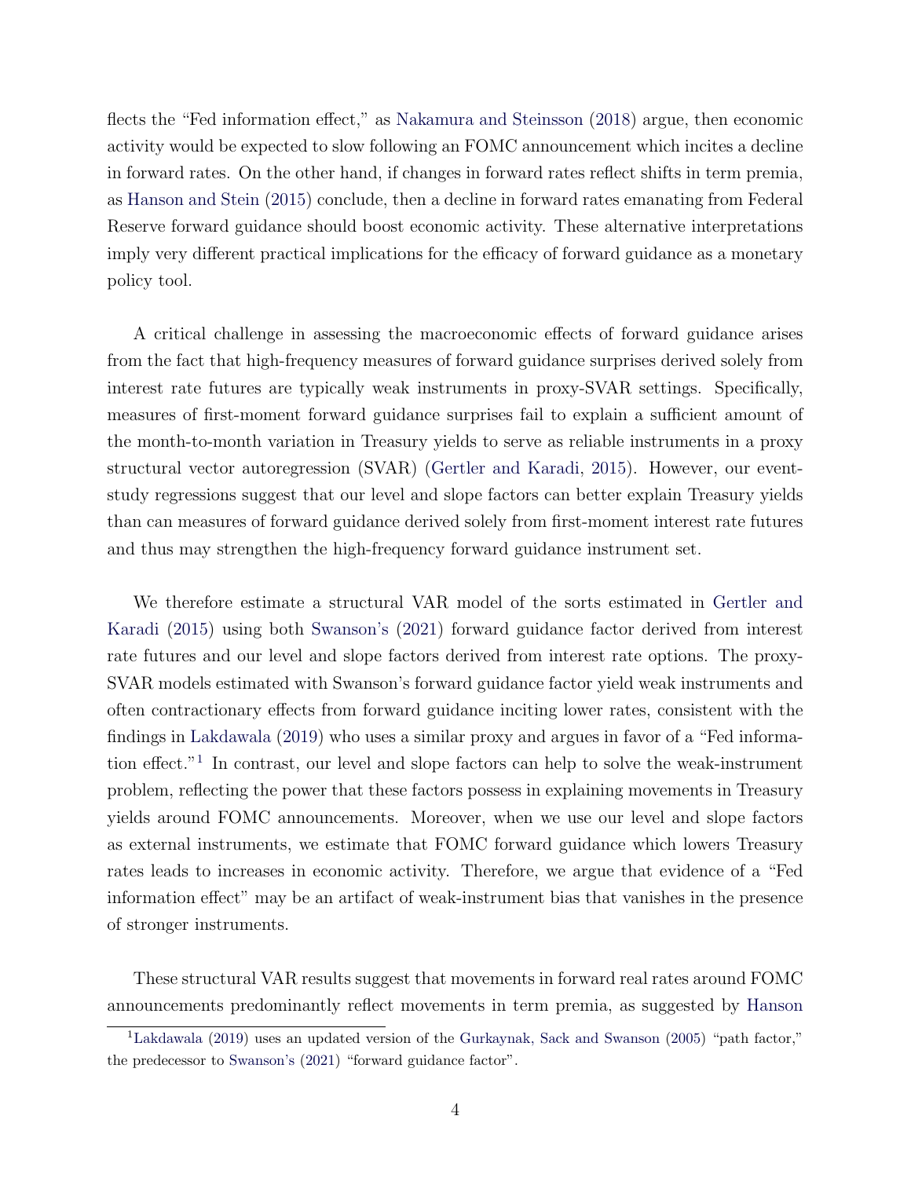flects the "Fed information effect," as Nakamura and Steinsson (2018) argue, then economic activity would be expected to slow following an FOMC announcement which incites a decline in forward rates. On the other hand, if changes in forward rates reflect shifts in term premia, as Hanson and Stein (2015) conclude, then a decline in forward rates emanating from Federal Reserve forward guidance should boost economic activity. These alternative interpretations imply very different practical implications for the efficacy of forward guidance as a monetary policy tool.

A critical challenge in assessing the macroeconomic effects of forward guidance arises from the fact that high-frequency measures of forward guidance surprises derived solely from interest rate futures are typically weak instruments in proxy-SVAR settings. Specifically, measures of first-moment forward guidance surprises fail to explain a sufficient amount of the month-to-month variation in Treasury yields to serve as reliable instruments in a proxy structural vector autoregression (SVAR) (Gertler and Karadi, 2015). However, our event-study regressions suggest that our level and slope factors can better explain Treasury yields than can measures of forward guidance derived solely from first-moment interest rate futures and thus may strengthen the high-frequency forward guidance instrument set.

We therefore estimate a structural VAR model of the sorts estimated in Gertler and Karadi (2015) using both Swanson's (2021) forward guidance factor derived from interest rate futures and our level and slope factors derived from interest rate options. The proxy-SVAR models estimated with Swanson's forward guidance factor yield weak instruments and often contractionary effects from forward guidance inciting lower rates, consistent with the findings in Lakdawala (2019) who uses a similar proxy and argues in favor of a "Fed information effect."[1] In contrast, our level and slope factors can help to solve the weak-instrument problem, reflecting the power that these factors possess in explaining movements in Treasury yields around FOMC announcements. Moreover, when we use our level and slope factors as external instruments, we estimate that FOMC forward guidance which lowers Treasury rates leads to increases in economic activity. Therefore, we argue that evidence of a "Fed information effect" may be an artifact of weak-instrument bias that vanishes in the presence of stronger instruments.

These structural VAR results suggest that movements in forward real rates around FOMC announcements predominantly reflect movements in term premia, as suggested by Hanson

[1] Lakdawala (2019) uses an updated version of the Gurkaynak, Sack and Swanson (2005) "path factor," the predecessor to Swanson's (2021) "forward guidance factor".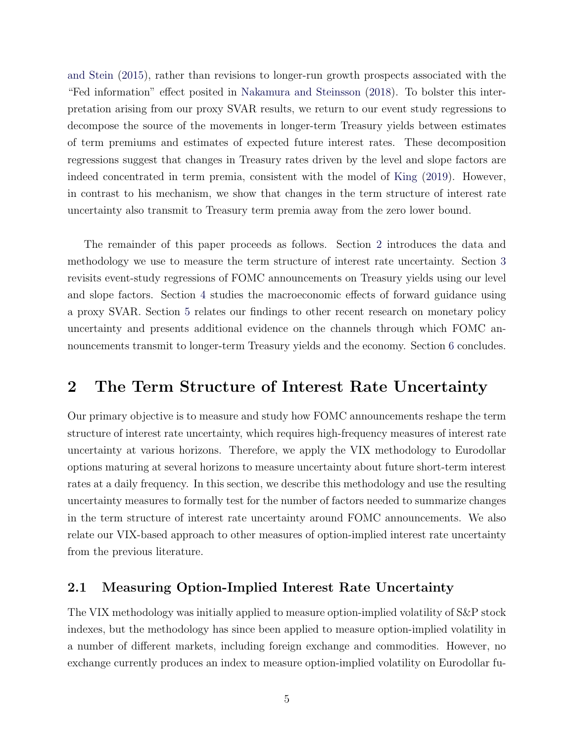and Stein (2015), rather than revisions to longer-run growth prospects associated with the "Fed information" effect posited in Nakamura and Steinsson (2018). To bolster this interpretation arising from our proxy SVAR results, we return to our event study regressions to decompose the source of the movements in longer-term Treasury yields between estimates of term premiums and estimates of expected future interest rates. These decomposition regressions suggest that changes in Treasury rates driven by the level and slope factors are indeed concentrated in term premia, consistent with the model of King (2019). However, in contrast to his mechanism, we show that changes in the term structure of interest rate uncertainty also transmit to Treasury term premia away from the zero lower bound.

The remainder of this paper proceeds as follows. Section 2 introduces the data and methodology we use to measure the term structure of interest rate uncertainty. Section 3 revisits event-study regressions of FOMC announcements on Treasury yields using our level and slope factors. Section 4 studies the macroeconomic effects of forward guidance using a proxy SVAR. Section 5 relates our findings to other recent research on monetary policy uncertainty and presents additional evidence on the channels through which FOMC announcements transmit to longer-term Treasury yields and the economy. Section 6 concludes.

# 2 The Term Structure of Interest Rate Uncertainty

Our primary objective is to measure and study how FOMC announcements reshape the term structure of interest rate uncertainty, which requires high-frequency measures of interest rate uncertainty at various horizons. Therefore, we apply the VIX methodology to Eurodollar options maturing at several horizons to measure uncertainty about future short-term interest rates at a daily frequency. In this section, we describe this methodology and use the resulting uncertainty measures to formally test for the number of factors needed to summarize changes in the term structure of interest rate uncertainty around FOMC announcements. We also relate our VIX-based approach to other measures of option-implied interest rate uncertainty from the previous literature.

## 2.1 Measuring Option-Implied Interest Rate Uncertainty

The VIX methodology was initially applied to measure option-implied volatility of S&P stock indexes, but the methodology has since been applied to measure option-implied volatility in a number of different markets, including foreign exchange and commodities. However, no exchange currently produces an index to measure option-implied volatility on Eurodollar fu-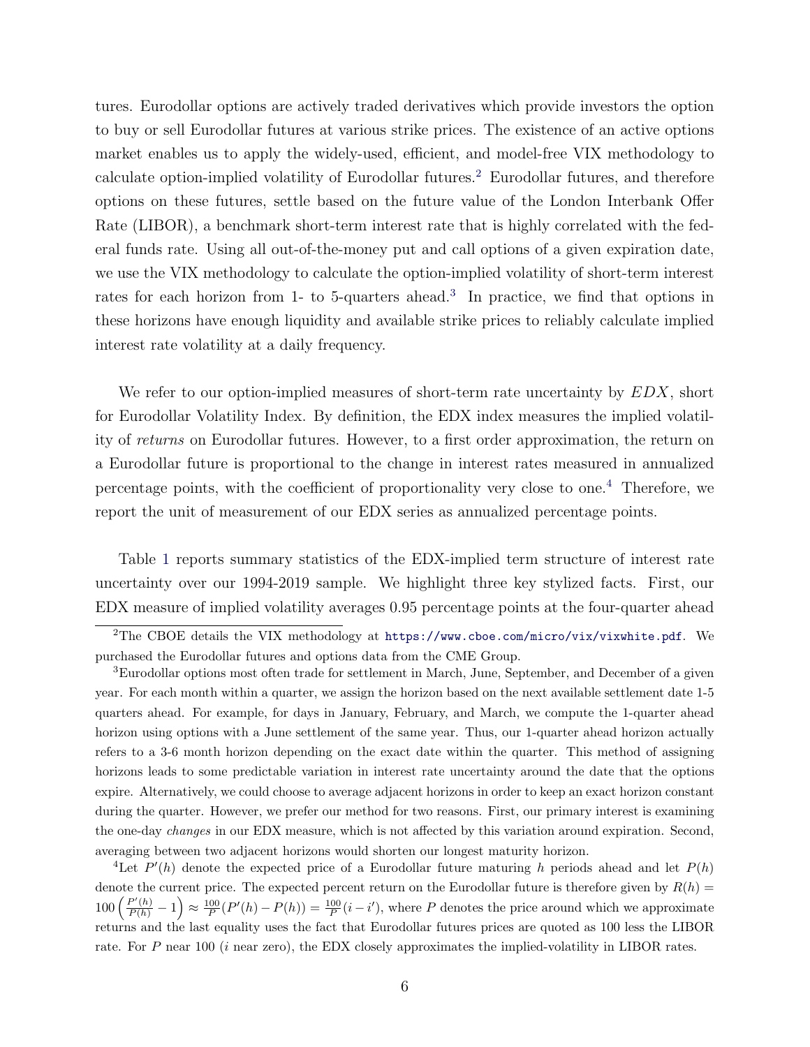tures. Eurodollar options are actively traded derivatives which provide investors the option to buy or sell Eurodollar futures at various strike prices. The existence of an active options market enables us to apply the widely-used, efficient, and model-free VIX methodology to calculate option-implied volatility of Eurodollar futures.[2] Eurodollar futures, and therefore options on these futures, settle based on the future value of the London Interbank Offer Rate (LIBOR), a benchmark short-term interest rate that is highly correlated with the federal funds rate. Using all out-of-the-money put and call options of a given expiration date, we use the VIX methodology to calculate the option-implied volatility of short-term interest rates for each horizon from 1- to 5-quarters ahead.[3] In practice, we find that options in these horizons have enough liquidity and available strike prices to reliably calculate implied interest rate volatility at a daily frequency.

We refer to our option-implied measures of short-term rate uncertainty by $EDX$, short for Eurodollar Volatility Index. By definition, the EDX index measures the implied volatility of *returns* on Eurodollar futures. However, to a first order approximation, the return on a Eurodollar future is proportional to the change in interest rates measured in annualized percentage points, with the coefficient of proportionality very close to one.[4] Therefore, we report the unit of measurement of our EDX series as annualized percentage points.

Table 1 reports summary statistics of the EDX-implied term structure of interest rate uncertainty over our 1994-2019 sample. We highlight three key stylized facts. First, our EDX measure of implied volatility averages 0.95 percentage points at the four-quarter ahead

---

[2] The CBOE details the VIX methodology at https://www.cboe.com/micro/vix/vixwhite.pdf. We purchased the Eurodollar futures and options data from the CME Group.

[3] Eurodollar options most often trade for settlement in March, June, September, and December of a given year. For each month within a quarter, we assign the horizon based on the next available settlement date 1-5 quarters ahead. For example, for days in January, February, and March, we compute the 1-quarter ahead horizon using options with a June settlement of the same year. Thus, our 1-quarter ahead horizon actually refers to a 3-6 month horizon depending on the exact date within the quarter. This method of assigning horizons leads to some predictable variation in interest rate uncertainty around the date that the options expire. Alternatively, we could choose to average adjacent horizons in order to keep an exact horizon constant during the quarter. However, we prefer our method for two reasons. First, our primary interest is examining the one-day *changes* in our EDX measure, which is not affected by this variation around expiration. Second, averaging between two adjacent horizons would shorten our longest maturity horizon.

[4] Let $P'(h)$ denote the expected price of a Eurodollar future maturing $h$ periods ahead and let $P(h)$ denote the current price. The expected percent return on the Eurodollar future is therefore given by $R(h) = 100\left(\frac{P'(h)}{P(h)} - 1\right) \approx \frac{100}{P}(P'(h) - P(h)) = \frac{100}{P}(i - i')$, where $P$ denotes the price around which we approximate returns and the last equality uses the fact that Eurodollar futures prices are quoted as 100 less the LIBOR rate. For $P$ near 100 ($i$ near zero), the EDX closely approximates the implied-volatility in LIBOR rates.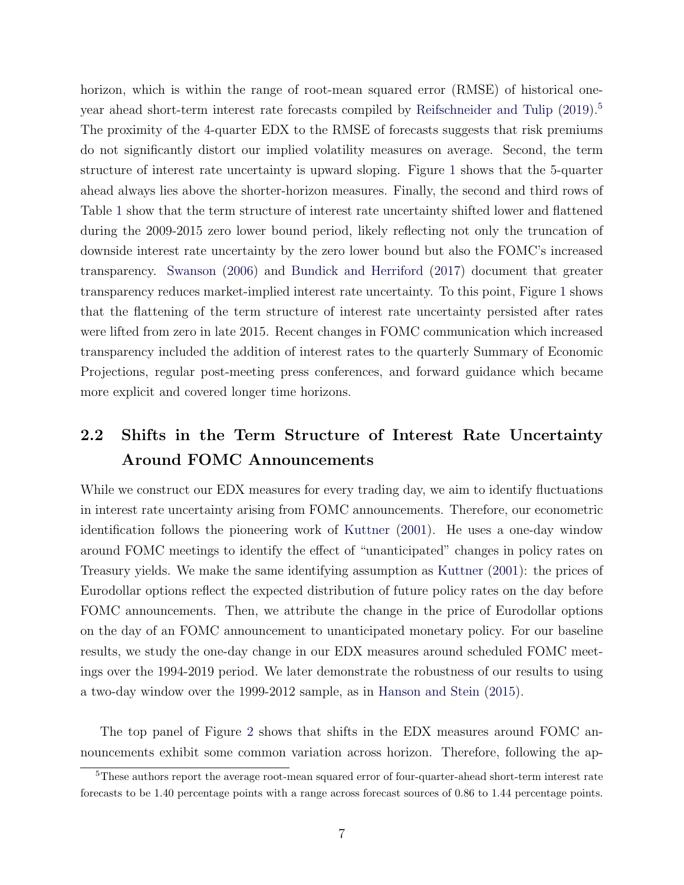horizon, which is within the range of root-mean squared error (RMSE) of historical one-year ahead short-term interest rate forecasts compiled by Reifschneider and Tulip (2019).[5] The proximity of the 4-quarter EDX to the RMSE of forecasts suggests that risk premiums do not significantly distort our implied volatility measures on average. Second, the term structure of interest rate uncertainty is upward sloping. Figure 1 shows that the 5-quarter ahead always lies above the shorter-horizon measures. Finally, the second and third rows of Table 1 show that the term structure of interest rate uncertainty shifted lower and flattened during the 2009-2015 zero lower bound period, likely reflecting not only the truncation of downside interest rate uncertainty by the zero lower bound but also the FOMC's increased transparency. Swanson (2006) and Bundick and Herriford (2017) document that greater transparency reduces market-implied interest rate uncertainty. To this point, Figure 1 shows that the flattening of the term structure of interest rate uncertainty persisted after rates were lifted from zero in late 2015. Recent changes in FOMC communication which increased transparency included the addition of interest rates to the quarterly Summary of Economic Projections, regular post-meeting press conferences, and forward guidance which became more explicit and covered longer time horizons.

## 2.2 Shifts in the Term Structure of Interest Rate Uncertainty Around FOMC Announcements

While we construct our EDX measures for every trading day, we aim to identify fluctuations in interest rate uncertainty arising from FOMC announcements. Therefore, our econometric identification follows the pioneering work of Kuttner (2001). He uses a one-day window around FOMC meetings to identify the effect of "unanticipated" changes in policy rates on Treasury yields. We make the same identifying assumption as Kuttner (2001): the prices of Eurodollar options reflect the expected distribution of future policy rates on the day before FOMC announcements. Then, we attribute the change in the price of Eurodollar options on the day of an FOMC announcement to unanticipated monetary policy. For our baseline results, we study the one-day change in our EDX measures around scheduled FOMC meetings over the 1994-2019 period. We later demonstrate the robustness of our results to using a two-day window over the 1999-2012 sample, as in Hanson and Stein (2015).

The top panel of Figure 2 shows that shifts in the EDX measures around FOMC announcements exhibit some common variation across horizon. Therefore, following the ap-

[5] These authors report the average root-mean squared error of four-quarter-ahead short-term interest rate forecasts to be 1.40 percentage points with a range across forecast sources of 0.86 to 1.44 percentage points.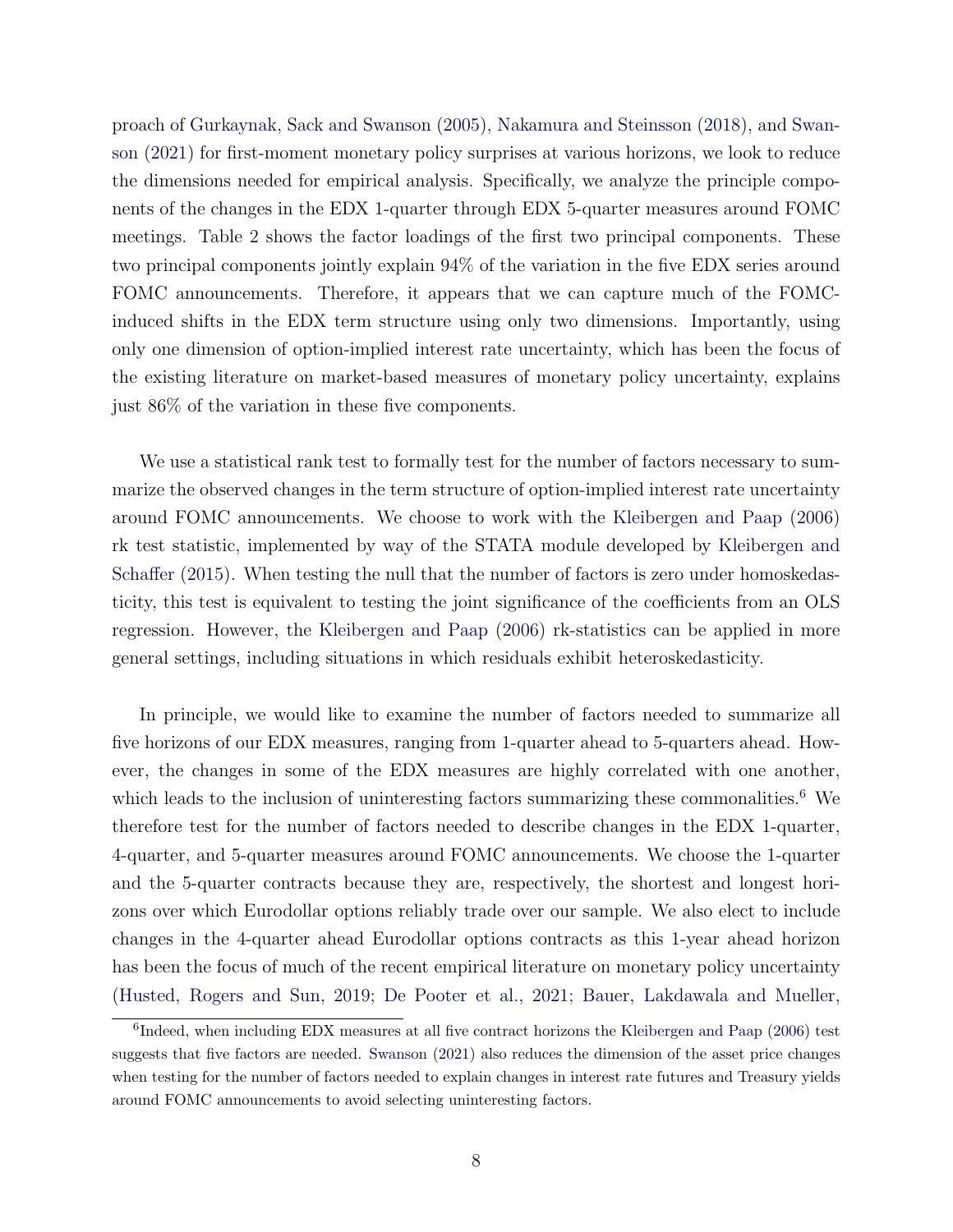proach of Gurkaynak, Sack and Swanson (2005), Nakamura and Steinsson (2018), and Swanson (2021) for first-moment monetary policy surprises at various horizons, we look to reduce the dimensions needed for empirical analysis. Specifically, we analyze the principle components of the changes in the EDX 1-quarter through EDX 5-quarter measures around FOMC meetings. Table 2 shows the factor loadings of the first two principal components. These two principal components jointly explain 94% of the variation in the five EDX series around FOMC announcements. Therefore, it appears that we can capture much of the FOMC-induced shifts in the EDX term structure using only two dimensions. Importantly, using only one dimension of option-implied interest rate uncertainty, which has been the focus of the existing literature on market-based measures of monetary policy uncertainty, explains just 86% of the variation in these five components.

We use a statistical rank test to formally test for the number of factors necessary to summarize the observed changes in the term structure of option-implied interest rate uncertainty around FOMC announcements. We choose to work with the Kleibergen and Paap (2006) rk test statistic, implemented by way of the STATA module developed by Kleibergen and Schaffer (2015). When testing the null that the number of factors is zero under homoskedasticity, this test is equivalent to testing the joint significance of the coefficients from an OLS regression. However, the Kleibergen and Paap (2006) rk-statistics can be applied in more general settings, including situations in which residuals exhibit heteroskedasticity.

In principle, we would like to examine the number of factors needed to summarize all five horizons of our EDX measures, ranging from 1-quarter ahead to 5-quarters ahead. However, the changes in some of the EDX measures are highly correlated with one another, which leads to the inclusion of uninteresting factors summarizing these commonalities.[6] We therefore test for the number of factors needed to describe changes in the EDX 1-quarter, 4-quarter, and 5-quarter measures around FOMC announcements. We choose the 1-quarter and the 5-quarter contracts because they are, respectively, the shortest and longest horizons over which Eurodollar options reliably trade over our sample. We also elect to include changes in the 4-quarter ahead Eurodollar options contracts as this 1-year ahead horizon has been the focus of much of the recent empirical literature on monetary policy uncertainty (Husted, Rogers and Sun, 2019; De Pooter et al., 2021; Bauer, Lakdawala and Mueller,

[6] Indeed, when including EDX measures at all five contract horizons the Kleibergen and Paap (2006) test suggests that five factors are needed. Swanson (2021) also reduces the dimension of the asset price changes when testing for the number of factors needed to explain changes in interest rate futures and Treasury yields around FOMC announcements to avoid selecting uninteresting factors.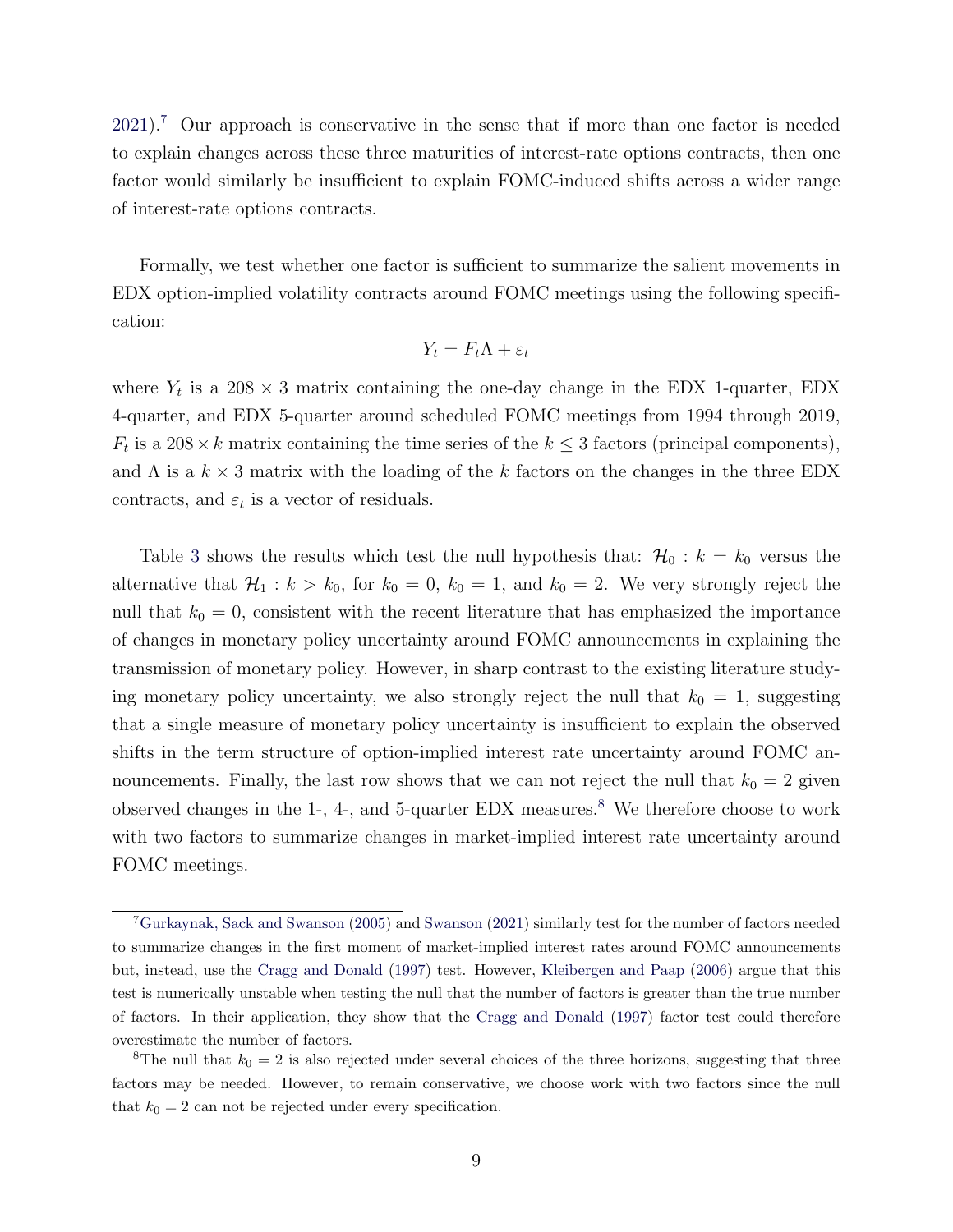2021).[7] Our approach is conservative in the sense that if more than one factor is needed to explain changes across these three maturities of interest-rate options contracts, then one factor would similarly be insufficient to explain FOMC-induced shifts across a wider range of interest-rate options contracts.

Formally, we test whether one factor is sufficient to summarize the salient movements in EDX option-implied volatility contracts around FOMC meetings using the following specification:

$$Y_t = F_t \Lambda + \varepsilon_t$$

where $Y_t$ is a $208 \times 3$ matrix containing the one-day change in the EDX 1-quarter, EDX 4-quarter, and EDX 5-quarter around scheduled FOMC meetings from 1994 through 2019, $F_t$ is a $208 \times k$ matrix containing the time series of the $k \leq 3$ factors (principal components), and $\Lambda$ is a $k \times 3$ matrix with the loading of the $k$ factors on the changes in the three EDX contracts, and $\varepsilon_t$ is a vector of residuals.

Table 3 shows the results which test the null hypothesis that: $\mathcal{H}_0 : k = k_0$ versus the alternative that $\mathcal{H}_1 : k > k_0$, for $k_0 = 0$, $k_0 = 1$, and $k_0 = 2$. We very strongly reject the null that $k_0 = 0$, consistent with the recent literature that has emphasized the importance of changes in monetary policy uncertainty around FOMC announcements in explaining the transmission of monetary policy. However, in sharp contrast to the existing literature studying monetary policy uncertainty, we also strongly reject the null that $k_0 = 1$, suggesting that a single measure of monetary policy uncertainty is insufficient to explain the observed shifts in the term structure of option-implied interest rate uncertainty around FOMC announcements. Finally, the last row shows that we can not reject the null that $k_0 = 2$ given observed changes in the 1-, 4-, and 5-quarter EDX measures.[8] We therefore choose to work with two factors to summarize changes in market-implied interest rate uncertainty around FOMC meetings.

---

[7] Gurkaynak, Sack and Swanson (2005) and Swanson (2021) similarly test for the number of factors needed to summarize changes in the first moment of market-implied interest rates around FOMC announcements but, instead, use the Cragg and Donald (1997) test. However, Kleibergen and Paap (2006) argue that this test is numerically unstable when testing the null that the number of factors is greater than the true number of factors. In their application, they show that the Cragg and Donald (1997) factor test could therefore overestimate the number of factors.

[8] The null that $k_0 = 2$ is also rejected under several choices of the three horizons, suggesting that three factors may be needed. However, to remain conservative, we choose work with two factors since the null that $k_0 = 2$ can not be rejected under every specification.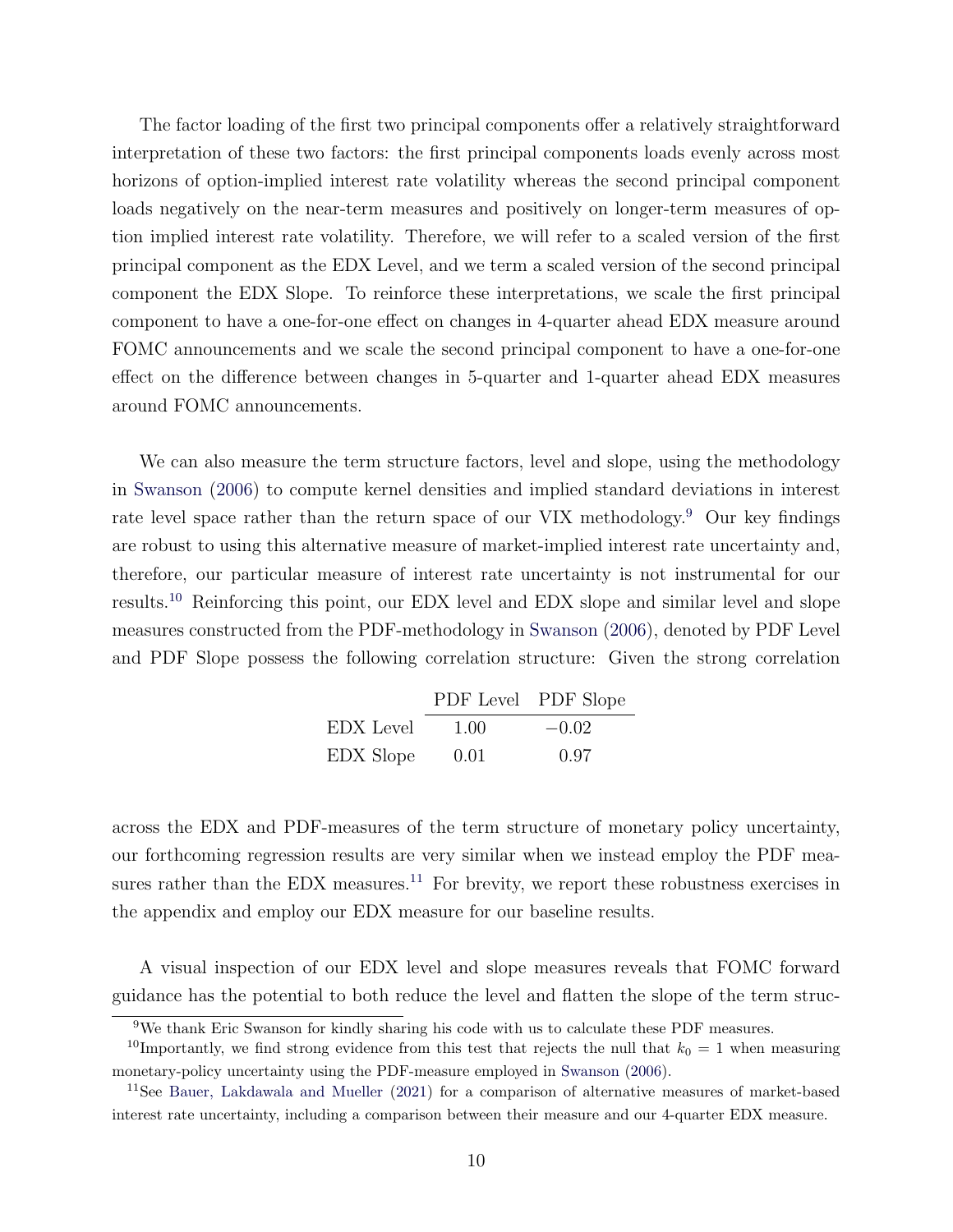The factor loading of the first two principal components offer a relatively straightforward interpretation of these two factors: the first principal components loads evenly across most horizons of option-implied interest rate volatility whereas the second principal component loads negatively on the near-term measures and positively on longer-term measures of option implied interest rate volatility. Therefore, we will refer to a scaled version of the first principal component as the EDX Level, and we term a scaled version of the second principal component the EDX Slope. To reinforce these interpretations, we scale the first principal component to have a one-for-one effect on changes in 4-quarter ahead EDX measure around FOMC announcements and we scale the second principal component to have a one-for-one effect on the difference between changes in 5-quarter and 1-quarter ahead EDX measures around FOMC announcements.

We can also measure the term structure factors, level and slope, using the methodology in Swanson (2006) to compute kernel densities and implied standard deviations in interest rate level space rather than the return space of our VIX methodology.[9] Our key findings are robust to using this alternative measure of market-implied interest rate uncertainty and, therefore, our particular measure of interest rate uncertainty is not instrumental for our results.[10] Reinforcing this point, our EDX level and EDX slope and similar level and slope measures constructed from the PDF-methodology in Swanson (2006), denoted by PDF Level and PDF Slope possess the following correlation structure: Given the strong correlation

| | PDF Level | PDF Slope |
|---|---|---|
| EDX Level | 1.00 | −0.02 |
| EDX Slope | 0.01 | 0.97 |

across the EDX and PDF-measures of the term structure of monetary policy uncertainty, our forthcoming regression results are very similar when we instead employ the PDF measures rather than the EDX measures.[11] For brevity, we report these robustness exercises in the appendix and employ our EDX measure for our baseline results.

A visual inspection of our EDX level and slope measures reveals that FOMC forward guidance has the potential to both reduce the level and flatten the slope of the term struc-

[9] We thank Eric Swanson for kindly sharing his code with us to calculate these PDF measures.

[10] Importantly, we find strong evidence from this test that rejects the null that $k_0 = 1$ when measuring monetary-policy uncertainty using the PDF-measure employed in Swanson (2006).

[11] See Bauer, Lakdawala and Mueller (2021) for a comparison of alternative measures of market-based interest rate uncertainty, including a comparison between their measure and our 4-quarter EDX measure.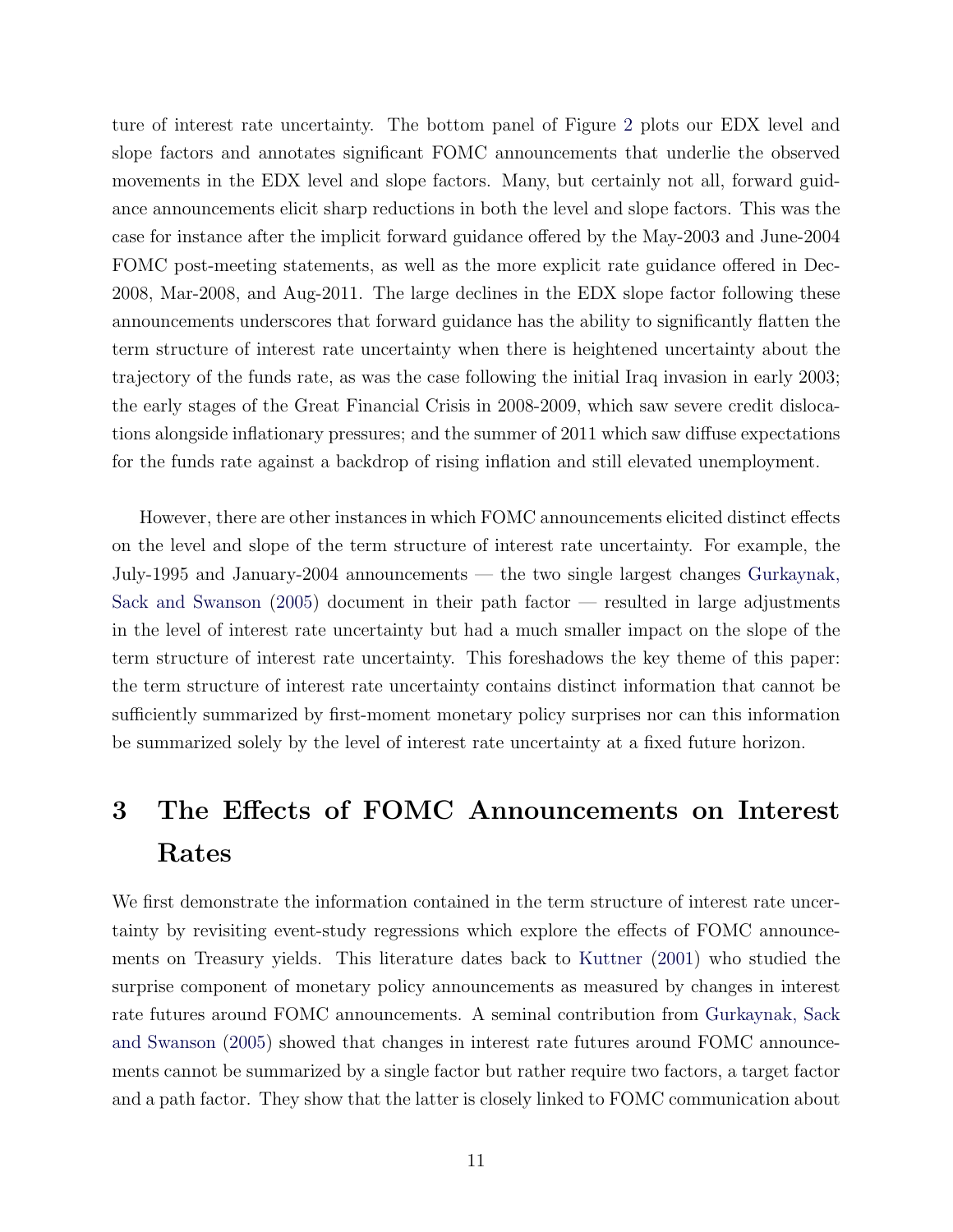ture of interest rate uncertainty. The bottom panel of Figure 2 plots our EDX level and slope factors and annotates significant FOMC announcements that underlie the observed movements in the EDX level and slope factors. Many, but certainly not all, forward guidance announcements elicit sharp reductions in both the level and slope factors. This was the case for instance after the implicit forward guidance offered by the May-2003 and June-2004 FOMC post-meeting statements, as well as the more explicit rate guidance offered in Dec-2008, Mar-2008, and Aug-2011. The large declines in the EDX slope factor following these announcements underscores that forward guidance has the ability to significantly flatten the term structure of interest rate uncertainty when there is heightened uncertainty about the trajectory of the funds rate, as was the case following the initial Iraq invasion in early 2003; the early stages of the Great Financial Crisis in 2008-2009, which saw severe credit dislocations alongside inflationary pressures; and the summer of 2011 which saw diffuse expectations for the funds rate against a backdrop of rising inflation and still elevated unemployment.

However, there are other instances in which FOMC announcements elicited distinct effects on the level and slope of the term structure of interest rate uncertainty. For example, the July-1995 and January-2004 announcements — the two single largest changes Gurkaynak, Sack and Swanson (2005) document in their path factor — resulted in large adjustments in the level of interest rate uncertainty but had a much smaller impact on the slope of the term structure of interest rate uncertainty. This foreshadows the key theme of this paper: the term structure of interest rate uncertainty contains distinct information that cannot be sufficiently summarized by first-moment monetary policy surprises nor can this information be summarized solely by the level of interest rate uncertainty at a fixed future horizon.

# 3 The Effects of FOMC Announcements on Interest Rates

We first demonstrate the information contained in the term structure of interest rate uncertainty by revisiting event-study regressions which explore the effects of FOMC announcements on Treasury yields. This literature dates back to Kuttner (2001) who studied the surprise component of monetary policy announcements as measured by changes in interest rate futures around FOMC announcements. A seminal contribution from Gurkaynak, Sack and Swanson (2005) showed that changes in interest rate futures around FOMC announcements cannot be summarized by a single factor but rather require two factors, a target factor and a path factor. They show that the latter is closely linked to FOMC communication about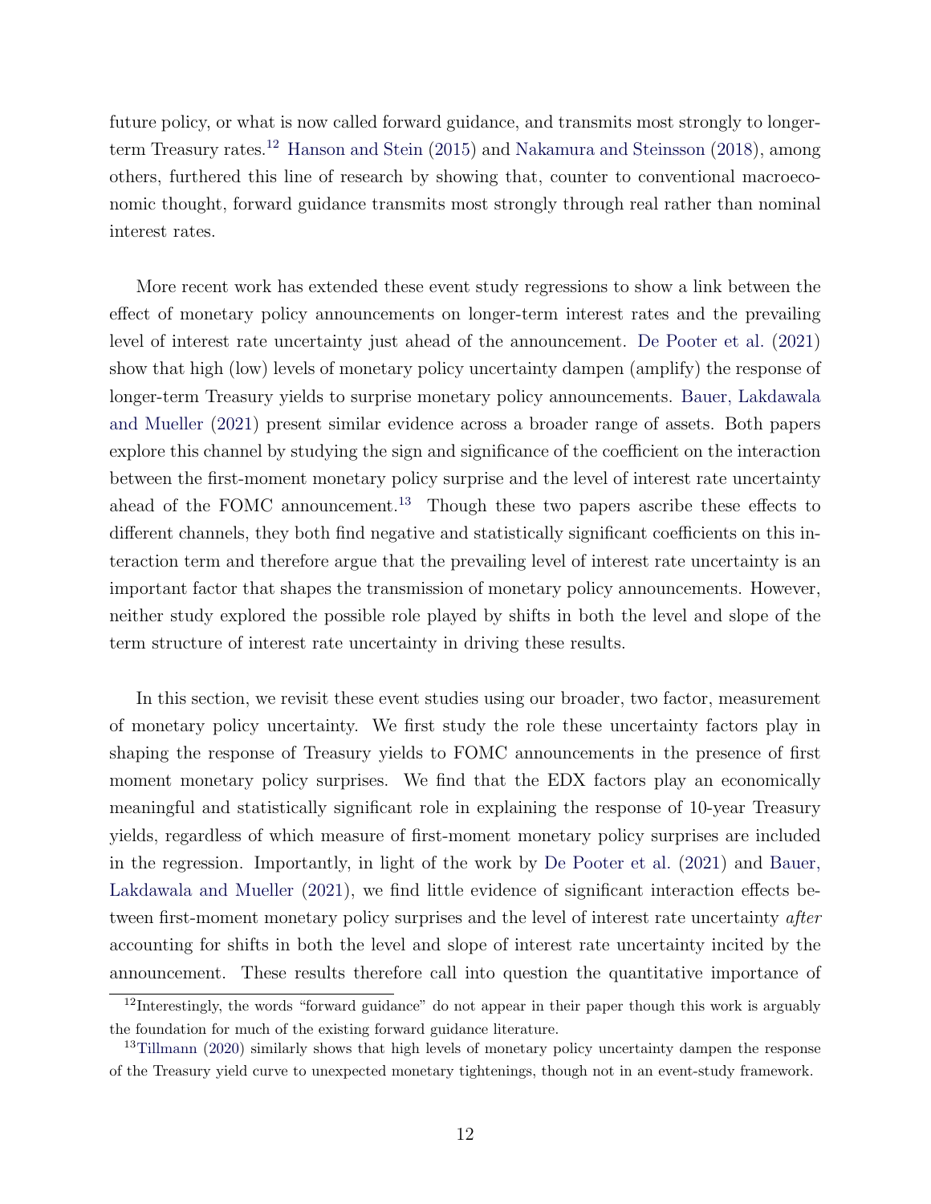future policy, or what is now called forward guidance, and transmits most strongly to longer-term Treasury rates.[12] Hanson and Stein (2015) and Nakamura and Steinsson (2018), among others, furthered this line of research by showing that, counter to conventional macroeconomic thought, forward guidance transmits most strongly through real rather than nominal interest rates.

More recent work has extended these event study regressions to show a link between the effect of monetary policy announcements on longer-term interest rates and the prevailing level of interest rate uncertainty just ahead of the announcement. De Pooter et al. (2021) show that high (low) levels of monetary policy uncertainty dampen (amplify) the response of longer-term Treasury yields to surprise monetary policy announcements. Bauer, Lakdawala and Mueller (2021) present similar evidence across a broader range of assets. Both papers explore this channel by studying the sign and significance of the coefficient on the interaction between the first-moment monetary policy surprise and the level of interest rate uncertainty ahead of the FOMC announcement.[13] Though these two papers ascribe these effects to different channels, they both find negative and statistically significant coefficients on this interaction term and therefore argue that the prevailing level of interest rate uncertainty is an important factor that shapes the transmission of monetary policy announcements. However, neither study explored the possible role played by shifts in both the level and slope of the term structure of interest rate uncertainty in driving these results.

In this section, we revisit these event studies using our broader, two factor, measurement of monetary policy uncertainty. We first study the role these uncertainty factors play in shaping the response of Treasury yields to FOMC announcements in the presence of first moment monetary policy surprises. We find that the EDX factors play an economically meaningful and statistically significant role in explaining the response of 10-year Treasury yields, regardless of which measure of first-moment monetary policy surprises are included in the regression. Importantly, in light of the work by De Pooter et al. (2021) and Bauer, Lakdawala and Mueller (2021), we find little evidence of significant interaction effects between first-moment monetary policy surprises and the level of interest rate uncertainty *after* accounting for shifts in both the level and slope of interest rate uncertainty incited by the announcement. These results therefore call into question the quantitative importance of

[12] Interestingly, the words "forward guidance" do not appear in their paper though this work is arguably the foundation for much of the existing forward guidance literature.

[13] Tillmann (2020) similarly shows that high levels of monetary policy uncertainty dampen the response of the Treasury yield curve to unexpected monetary tightenings, though not in an event-study framework.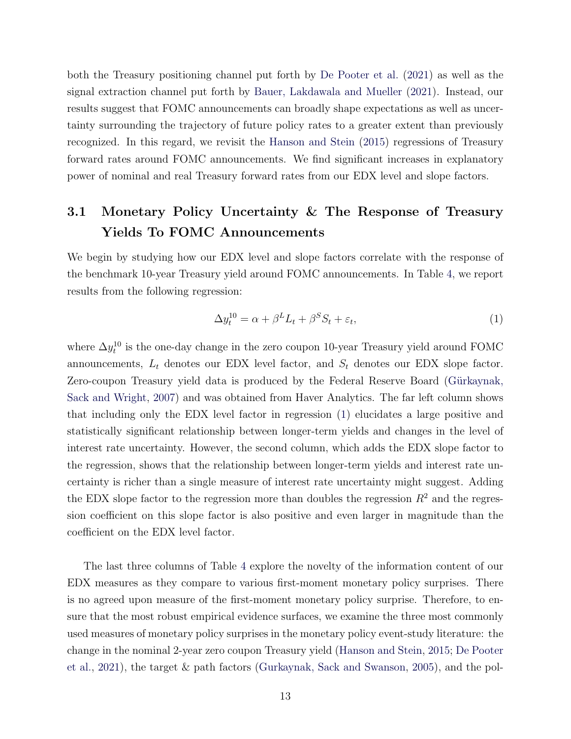both the Treasury positioning channel put forth by De Pooter et al. (2021) as well as the signal extraction channel put forth by Bauer, Lakdawala and Mueller (2021). Instead, our results suggest that FOMC announcements can broadly shape expectations as well as uncertainty surrounding the trajectory of future policy rates to a greater extent than previously recognized. In this regard, we revisit the Hanson and Stein (2015) regressions of Treasury forward rates around FOMC announcements. We find significant increases in explanatory power of nominal and real Treasury forward rates from our EDX level and slope factors.

## 3.1 Monetary Policy Uncertainty & The Response of Treasury Yields To FOMC Announcements

We begin by studying how our EDX level and slope factors correlate with the response of the benchmark 10-year Treasury yield around FOMC announcements. In Table 4, we report results from the following regression:

$$\Delta y_t^{10} = \alpha + \beta^L L_t + \beta^S S_t + \varepsilon_t, \tag{1}$$

where $\Delta y_t^{10}$ is the one-day change in the zero coupon 10-year Treasury yield around FOMC announcements, $L_t$ denotes our EDX level factor, and $S_t$ denotes our EDX slope factor. Zero-coupon Treasury yield data is produced by the Federal Reserve Board (Gürkaynak, Sack and Wright, 2007) and was obtained from Haver Analytics. The far left column shows that including only the EDX level factor in regression (1) elucidates a large positive and statistically significant relationship between longer-term yields and changes in the level of interest rate uncertainty. However, the second column, which adds the EDX slope factor to the regression, shows that the relationship between longer-term yields and interest rate uncertainty is richer than a single measure of interest rate uncertainty might suggest. Adding the EDX slope factor to the regression more than doubles the regression $R^2$ and the regression coefficient on this slope factor is also positive and even larger in magnitude than the coefficient on the EDX level factor.

The last three columns of Table 4 explore the novelty of the information content of our EDX measures as they compare to various first-moment monetary policy surprises. There is no agreed upon measure of the first-moment monetary policy surprise. Therefore, to ensure that the most robust empirical evidence surfaces, we examine the three most commonly used measures of monetary policy surprises in the monetary policy event-study literature: the change in the nominal 2-year zero coupon Treasury yield (Hanson and Stein, 2015; De Pooter et al., 2021), the target & path factors (Gurkaynak, Sack and Swanson, 2005), and the pol-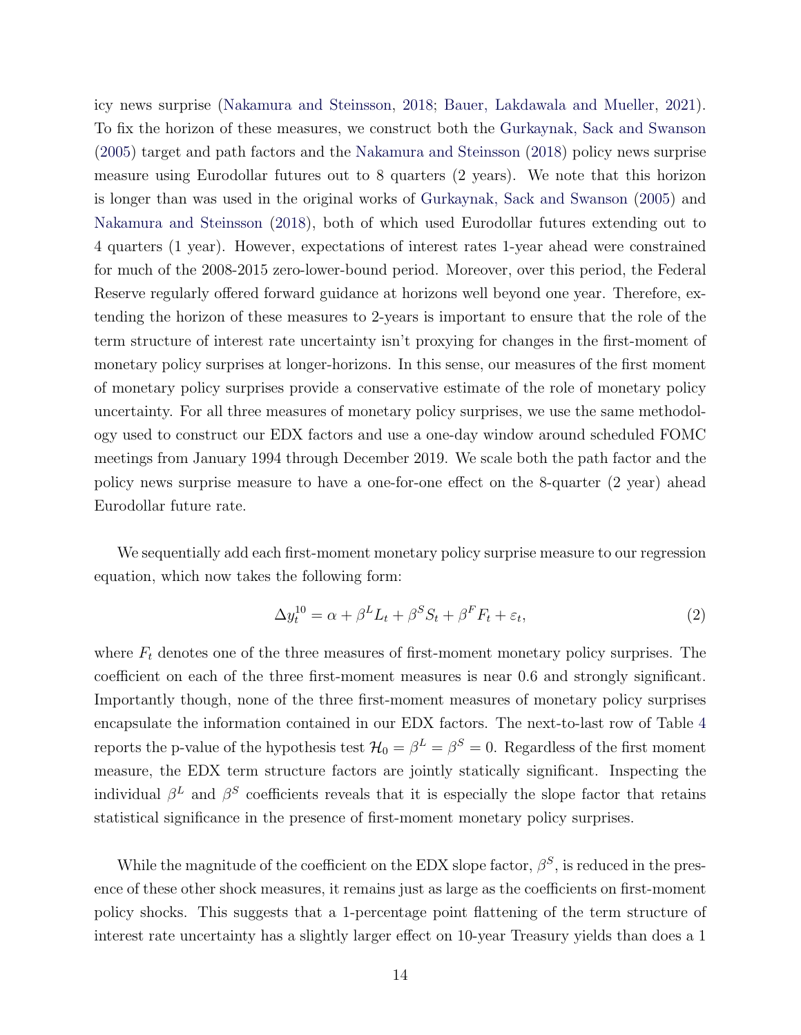icy news surprise (Nakamura and Steinsson, 2018; Bauer, Lakdawala and Mueller, 2021). To fix the horizon of these measures, we construct both the Gurkaynak, Sack and Swanson (2005) target and path factors and the Nakamura and Steinsson (2018) policy news surprise measure using Eurodollar futures out to 8 quarters (2 years). We note that this horizon is longer than was used in the original works of Gurkaynak, Sack and Swanson (2005) and Nakamura and Steinsson (2018), both of which used Eurodollar futures extending out to 4 quarters (1 year). However, expectations of interest rates 1-year ahead were constrained for much of the 2008-2015 zero-lower-bound period. Moreover, over this period, the Federal Reserve regularly offered forward guidance at horizons well beyond one year. Therefore, extending the horizon of these measures to 2-years is important to ensure that the role of the term structure of interest rate uncertainty isn't proxying for changes in the first-moment of monetary policy surprises at longer-horizons. In this sense, our measures of the first moment of monetary policy surprises provide a conservative estimate of the role of monetary policy uncertainty. For all three measures of monetary policy surprises, we use the same methodology used to construct our EDX factors and use a one-day window around scheduled FOMC meetings from January 1994 through December 2019. We scale both the path factor and the policy news surprise measure to have a one-for-one effect on the 8-quarter (2 year) ahead Eurodollar future rate.

We sequentially add each first-moment monetary policy surprise measure to our regression equation, which now takes the following form:

$$\Delta y_t^{10} = \alpha + \beta^L L_t + \beta^S S_t + \beta^F F_t + \varepsilon_t, \tag{2}$$

where $F_t$ denotes one of the three measures of first-moment monetary policy surprises. The coefficient on each of the three first-moment measures is near 0.6 and strongly significant. Importantly though, none of the three first-moment measures of monetary policy surprises encapsulate the information contained in our EDX factors. The next-to-last row of Table 4 reports the p-value of the hypothesis test $\mathcal{H}_0 = \beta^L = \beta^S = 0$. Regardless of the first moment measure, the EDX term structure factors are jointly statically significant. Inspecting the individual $\beta^L$ and $\beta^S$ coefficients reveals that it is especially the slope factor that retains statistical significance in the presence of first-moment monetary policy surprises.

While the magnitude of the coefficient on the EDX slope factor, $\beta^S$, is reduced in the presence of these other shock measures, it remains just as large as the coefficients on first-moment policy shocks. This suggests that a 1-percentage point flattening of the term structure of interest rate uncertainty has a slightly larger effect on 10-year Treasury yields than does a 1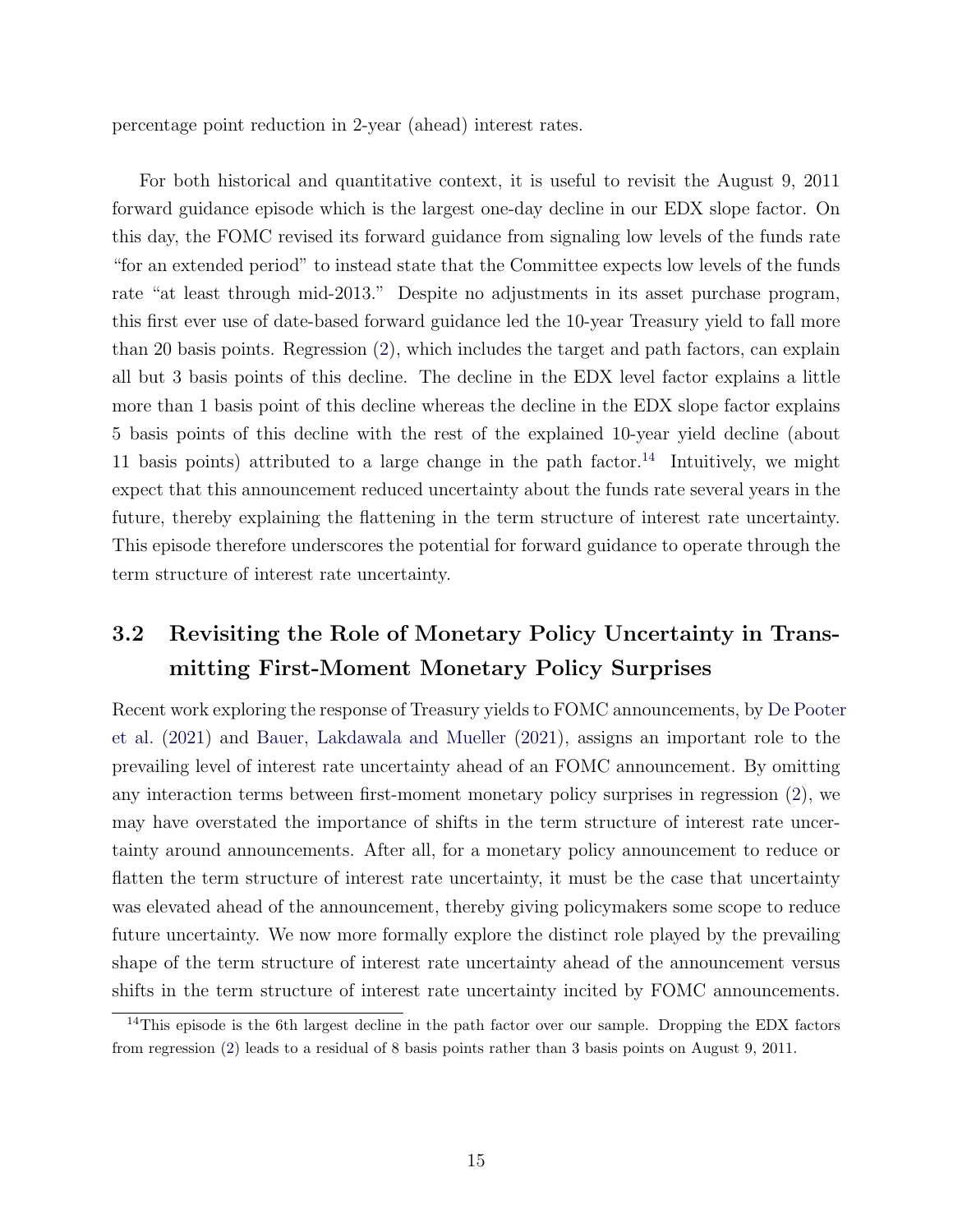percentage point reduction in 2-year (ahead) interest rates.

For both historical and quantitative context, it is useful to revisit the August 9, 2011 forward guidance episode which is the largest one-day decline in our EDX slope factor. On this day, the FOMC revised its forward guidance from signaling low levels of the funds rate "for an extended period" to instead state that the Committee expects low levels of the funds rate "at least through mid-2013." Despite no adjustments in its asset purchase program, this first ever use of date-based forward guidance led the 10-year Treasury yield to fall more than 20 basis points. Regression (2), which includes the target and path factors, can explain all but 3 basis points of this decline. The decline in the EDX level factor explains a little more than 1 basis point of this decline whereas the decline in the EDX slope factor explains 5 basis points of this decline with the rest of the explained 10-year yield decline (about 11 basis points) attributed to a large change in the path factor.[14] Intuitively, we might expect that this announcement reduced uncertainty about the funds rate several years in the future, thereby explaining the flattening in the term structure of interest rate uncertainty. This episode therefore underscores the potential for forward guidance to operate through the term structure of interest rate uncertainty.

## 3.2 Revisiting the Role of Monetary Policy Uncertainty in Transmitting First-Moment Monetary Policy Surprises

Recent work exploring the response of Treasury yields to FOMC announcements, by De Pooter et al. (2021) and Bauer, Lakdawala and Mueller (2021), assigns an important role to the prevailing level of interest rate uncertainty ahead of an FOMC announcement. By omitting any interaction terms between first-moment monetary policy surprises in regression (2), we may have overstated the importance of shifts in the term structure of interest rate uncertainty around announcements. After all, for a monetary policy announcement to reduce or flatten the term structure of interest rate uncertainty, it must be the case that uncertainty was elevated ahead of the announcement, thereby giving policymakers some scope to reduce future uncertainty. We now more formally explore the distinct role played by the prevailing shape of the term structure of interest rate uncertainty ahead of the announcement versus shifts in the term structure of interest rate uncertainty incited by FOMC announcements.

[14] This episode is the 6th largest decline in the path factor over our sample. Dropping the EDX factors from regression (2) leads to a residual of 8 basis points rather than 3 basis points on August 9, 2011.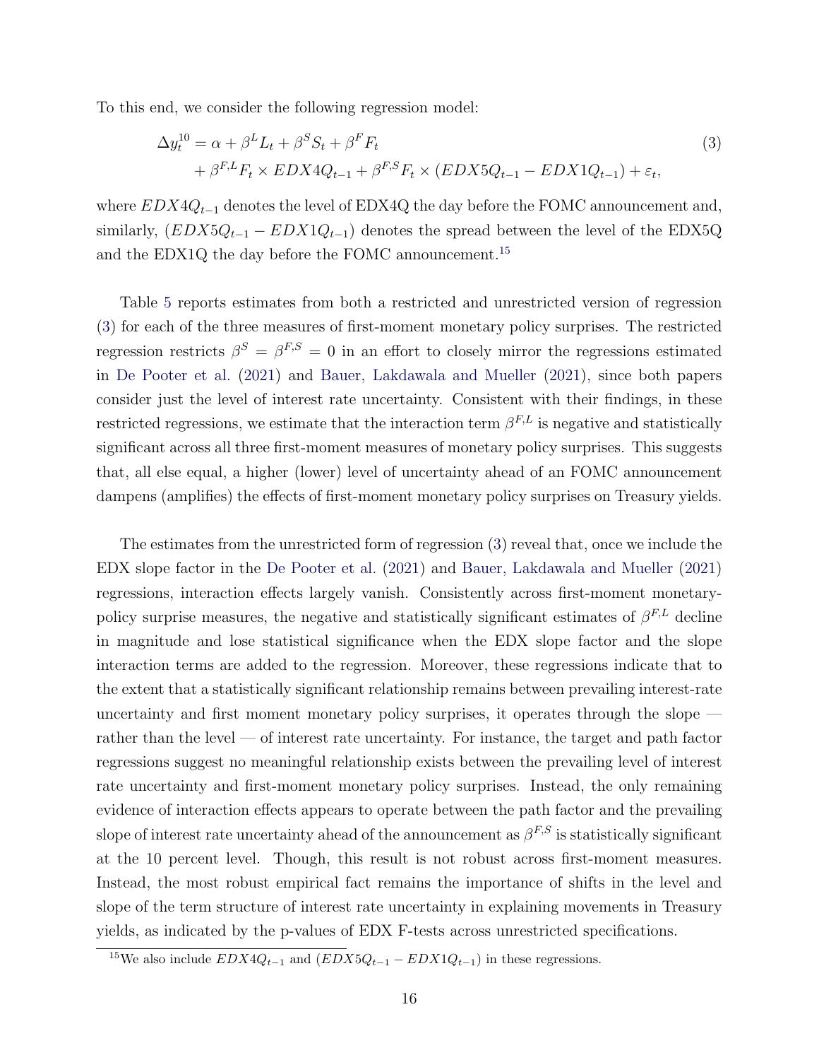To this end, we consider the following regression model:

$$
\begin{aligned}
\Delta y_t^{10} = \alpha &+ \beta^L L_t + \beta^S S_t + \beta^F F_t \\
&+ \beta^{F,L} F_t \times EDX4Q_{t-1} + \beta^{F,S} F_t \times (EDX5Q_{t-1} - EDX1Q_{t-1}) + \varepsilon_t,
\end{aligned}
\tag{3}
$$

where $EDX4Q_{t-1}$ denotes the level of EDX4Q the day before the FOMC announcement and, similarly, $(EDX5Q_{t-1} - EDX1Q_{t-1})$ denotes the spread between the level of the EDX5Q and the EDX1Q the day before the FOMC announcement.[15]

Table 5 reports estimates from both a restricted and unrestricted version of regression (3) for each of the three measures of first-moment monetary policy surprises. The restricted regression restricts $\beta^S = \beta^{F,S} = 0$ in an effort to closely mirror the regressions estimated in De Pooter et al. (2021) and Bauer, Lakdawala and Mueller (2021), since both papers consider just the level of interest rate uncertainty. Consistent with their findings, in these restricted regressions, we estimate that the interaction term $\beta^{F,L}$ is negative and statistically significant across all three first-moment measures of monetary policy surprises. This suggests that, all else equal, a higher (lower) level of uncertainty ahead of an FOMC announcement dampens (amplifies) the effects of first-moment monetary policy surprises on Treasury yields.

The estimates from the unrestricted form of regression (3) reveal that, once we include the EDX slope factor in the De Pooter et al. (2021) and Bauer, Lakdawala and Mueller (2021) regressions, interaction effects largely vanish. Consistently across first-moment monetary-policy surprise measures, the negative and statistically significant estimates of $\beta^{F,L}$ decline in magnitude and lose statistical significance when the EDX slope factor and the slope interaction terms are added to the regression. Moreover, these regressions indicate that to the extent that a statistically significant relationship remains between prevailing interest-rate uncertainty and first moment monetary policy surprises, it operates through the slope — rather than the level — of interest rate uncertainty. For instance, the target and path factor regressions suggest no meaningful relationship exists between the prevailing level of interest rate uncertainty and first-moment monetary policy surprises. Instead, the only remaining evidence of interaction effects appears to operate between the path factor and the prevailing slope of interest rate uncertainty ahead of the announcement as $\beta^{F,S}$ is statistically significant at the 10 percent level. Though, this result is not robust across first-moment measures. Instead, the most robust empirical fact remains the importance of shifts in the level and slope of the term structure of interest rate uncertainty in explaining movements in Treasury yields, as indicated by the p-values of EDX F-tests across unrestricted specifications.

[15] We also include $EDX4Q_{t-1}$ and $(EDX5Q_{t-1} - EDX1Q_{t-1})$ in these regressions.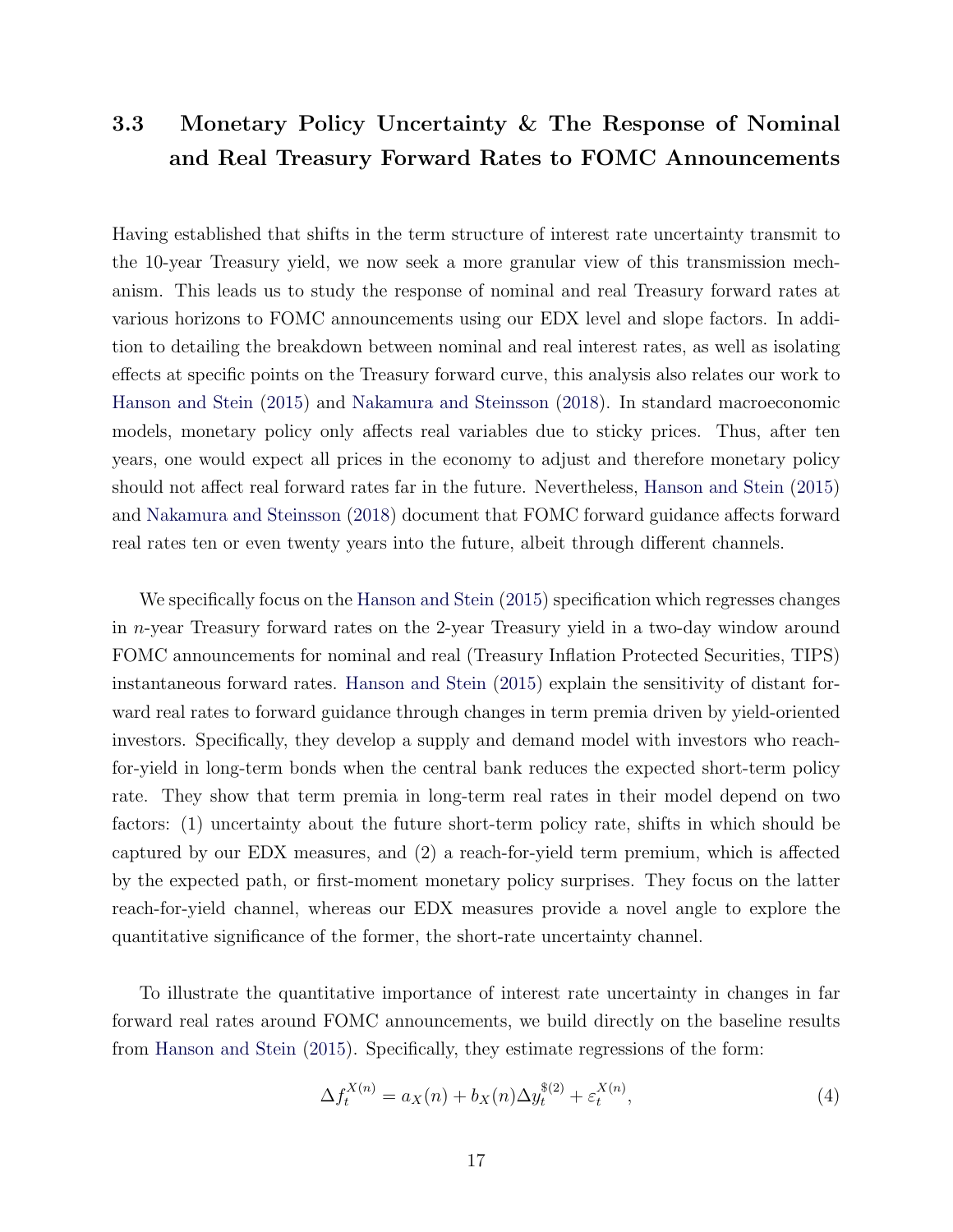### 3.3 Monetary Policy Uncertainty & The Response of Nominal and Real Treasury Forward Rates to FOMC Announcements

Having established that shifts in the term structure of interest rate uncertainty transmit to the 10-year Treasury yield, we now seek a more granular view of this transmission mechanism. This leads us to study the response of nominal and real Treasury forward rates at various horizons to FOMC announcements using our EDX level and slope factors. In addition to detailing the breakdown between nominal and real interest rates, as well as isolating effects at specific points on the Treasury forward curve, this analysis also relates our work to Hanson and Stein (2015) and Nakamura and Steinsson (2018). In standard macroeconomic models, monetary policy only affects real variables due to sticky prices. Thus, after ten years, one would expect all prices in the economy to adjust and therefore monetary policy should not affect real forward rates far in the future. Nevertheless, Hanson and Stein (2015) and Nakamura and Steinsson (2018) document that FOMC forward guidance affects forward real rates ten or even twenty years into the future, albeit through different channels.

We specifically focus on the Hanson and Stein (2015) specification which regresses changes in $n$-year Treasury forward rates on the 2-year Treasury yield in a two-day window around FOMC announcements for nominal and real (Treasury Inflation Protected Securities, TIPS) instantaneous forward rates. Hanson and Stein (2015) explain the sensitivity of distant forward real rates to forward guidance through changes in term premia driven by yield-oriented investors. Specifically, they develop a supply and demand model with investors who reach-for-yield in long-term bonds when the central bank reduces the expected short-term policy rate. They show that term premia in long-term real rates in their model depend on two factors: (1) uncertainty about the future short-term policy rate, shifts in which should be captured by our EDX measures, and (2) a reach-for-yield term premium, which is affected by the expected path, or first-moment monetary policy surprises. They focus on the latter reach-for-yield channel, whereas our EDX measures provide a novel angle to explore the quantitative significance of the former, the short-rate uncertainty channel.

To illustrate the quantitative importance of interest rate uncertainty in changes in far forward real rates around FOMC announcements, we build directly on the baseline results from Hanson and Stein (2015). Specifically, they estimate regressions of the form:

$$\Delta f_t^{X(n)} = a_X(n) + b_X(n)\Delta y_t^{\$(2)} + \varepsilon_t^{X(n)}, \tag{4}$$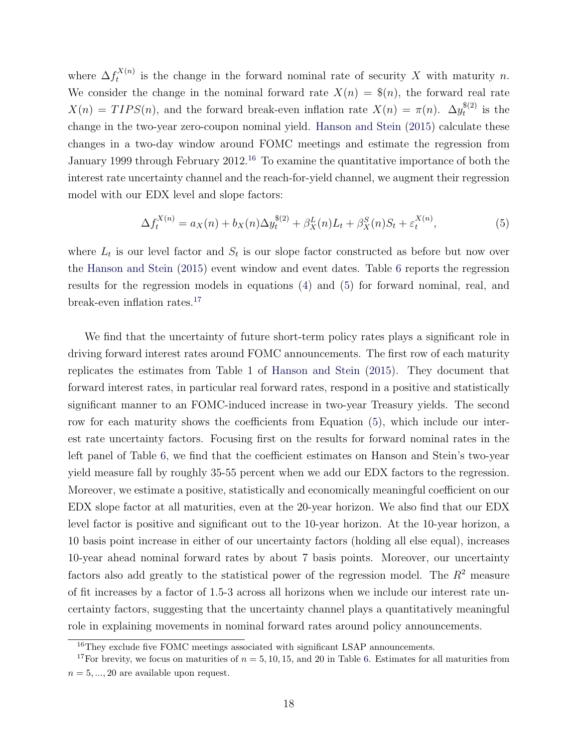where $\Delta f_t^{X(n)}$ is the change in the forward nominal rate of security $X$ with maturity $n$. We consider the change in the nominal forward rate $X(n) = \$(n)$, the forward real rate $X(n) = TIPS(n)$, and the forward break-even inflation rate $X(n) = \pi(n)$. $\Delta y_t^{\$(2)}$ is the change in the two-year zero-coupon nominal yield. Hanson and Stein (2015) calculate these changes in a two-day window around FOMC meetings and estimate the regression from January 1999 through February 2012.[16] To examine the quantitative importance of both the interest rate uncertainty channel and the reach-for-yield channel, we augment their regression model with our EDX level and slope factors:

$$\Delta f_t^{X(n)} = a_X(n) + b_X(n)\Delta y_t^{\$(2)} + \beta_X^L(n)L_t + \beta_X^S(n)S_t + \varepsilon_t^{X(n)}, \tag{5}$$

where $L_t$ is our level factor and $S_t$ is our slope factor constructed as before but now over the Hanson and Stein (2015) event window and event dates. Table 6 reports the regression results for the regression models in equations (4) and (5) for forward nominal, real, and break-even inflation rates.[17]

We find that the uncertainty of future short-term policy rates plays a significant role in driving forward interest rates around FOMC announcements. The first row of each maturity replicates the estimates from Table 1 of Hanson and Stein (2015). They document that forward interest rates, in particular real forward rates, respond in a positive and statistically significant manner to an FOMC-induced increase in two-year Treasury yields. The second row for each maturity shows the coefficients from Equation (5), which include our interest rate uncertainty factors. Focusing first on the results for forward nominal rates in the left panel of Table 6, we find that the coefficient estimates on Hanson and Stein's two-year yield measure fall by roughly 35-55 percent when we add our EDX factors to the regression. Moreover, we estimate a positive, statistically and economically meaningful coefficient on our EDX slope factor at all maturities, even at the 20-year horizon. We also find that our EDX level factor is positive and significant out to the 10-year horizon. At the 10-year horizon, a 10 basis point increase in either of our uncertainty factors (holding all else equal), increases 10-year ahead nominal forward rates by about 7 basis points. Moreover, our uncertainty factors also add greatly to the statistical power of the regression model. The $R^2$ measure of fit increases by a factor of 1.5-3 across all horizons when we include our interest rate uncertainty factors, suggesting that the uncertainty channel plays a quantitatively meaningful role in explaining movements in nominal forward rates around policy announcements.

[16] They exclude five FOMC meetings associated with significant LSAP announcements.

[17] For brevity, we focus on maturities of $n = 5, 10, 15$, and 20 in Table 6. Estimates for all maturities from $n = 5, ..., 20$ are available upon request.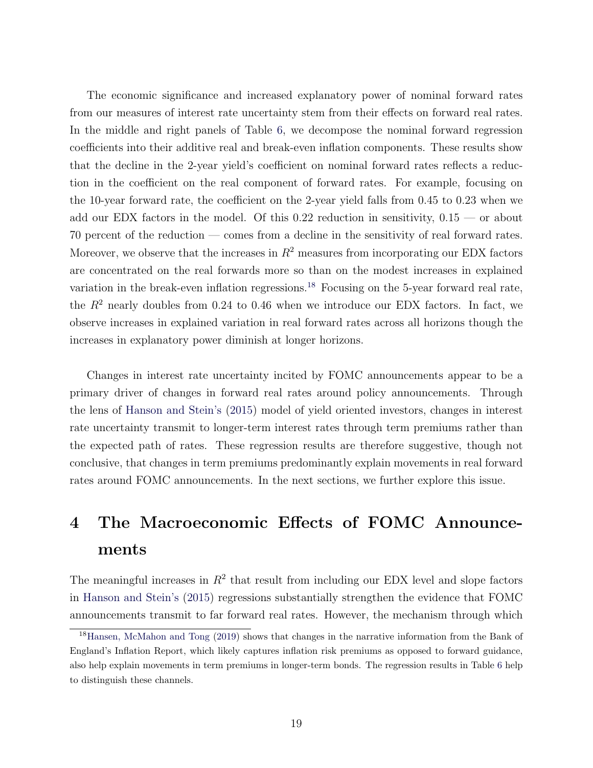The economic significance and increased explanatory power of nominal forward rates from our measures of interest rate uncertainty stem from their effects on forward real rates. In the middle and right panels of Table 6, we decompose the nominal forward regression coefficients into their additive real and break-even inflation components. These results show that the decline in the 2-year yield's coefficient on nominal forward rates reflects a reduction in the coefficient on the real component of forward rates. For example, focusing on the 10-year forward rate, the coefficient on the 2-year yield falls from 0.45 to 0.23 when we add our EDX factors in the model. Of this 0.22 reduction in sensitivity, 0.15 — or about 70 percent of the reduction — comes from a decline in the sensitivity of real forward rates. Moreover, we observe that the increases in $R^2$ measures from incorporating our EDX factors are concentrated on the real forwards more so than on the modest increases in explained variation in the break-even inflation regressions.[18] Focusing on the 5-year forward real rate, the $R^2$ nearly doubles from 0.24 to 0.46 when we introduce our EDX factors. In fact, we observe increases in explained variation in real forward rates across all horizons though the increases in explanatory power diminish at longer horizons.

Changes in interest rate uncertainty incited by FOMC announcements appear to be a primary driver of changes in forward real rates around policy announcements. Through the lens of Hanson and Stein's (2015) model of yield oriented investors, changes in interest rate uncertainty transmit to longer-term interest rates through term premiums rather than the expected path of rates. These regression results are therefore suggestive, though not conclusive, that changes in term premiums predominantly explain movements in real forward rates around FOMC announcements. In the next sections, we further explore this issue.

# 4 The Macroeconomic Effects of FOMC Announcements

The meaningful increases in $R^2$ that result from including our EDX level and slope factors in Hanson and Stein's (2015) regressions substantially strengthen the evidence that FOMC announcements transmit to far forward real rates. However, the mechanism through which

[18] Hansen, McMahon and Tong (2019) shows that changes in the narrative information from the Bank of England's Inflation Report, which likely captures inflation risk premiums as opposed to forward guidance, also help explain movements in term premiums in longer-term bonds. The regression results in Table 6 help to distinguish these channels.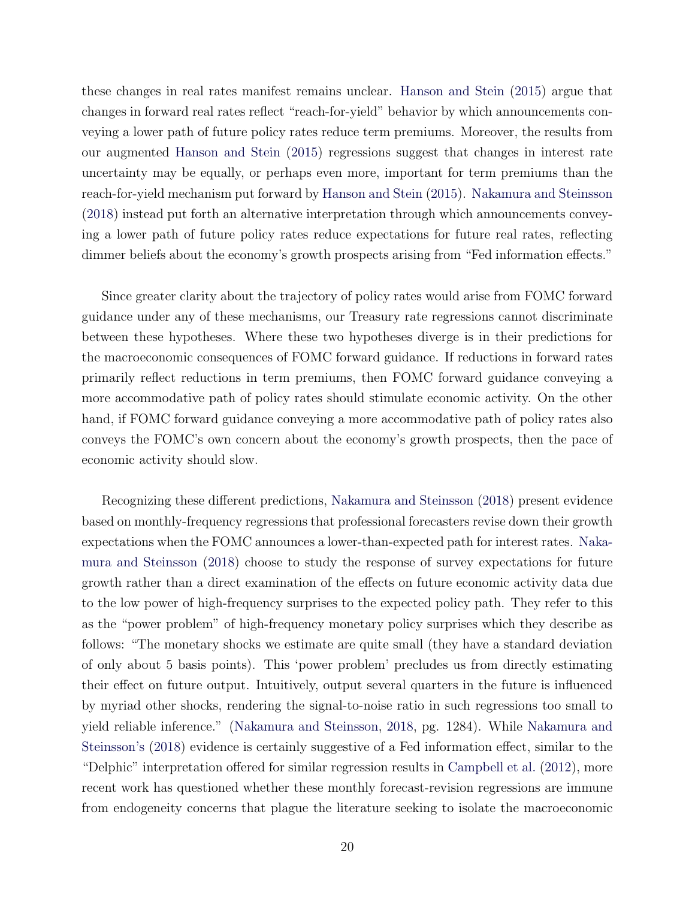these changes in real rates manifest remains unclear. Hanson and Stein (2015) argue that changes in forward real rates reflect "reach-for-yield" behavior by which announcements conveying a lower path of future policy rates reduce term premiums. Moreover, the results from our augmented Hanson and Stein (2015) regressions suggest that changes in interest rate uncertainty may be equally, or perhaps even more, important for term premiums than the reach-for-yield mechanism put forward by Hanson and Stein (2015). Nakamura and Steinsson (2018) instead put forth an alternative interpretation through which announcements conveying a lower path of future policy rates reduce expectations for future real rates, reflecting dimmer beliefs about the economy's growth prospects arising from "Fed information effects."

Since greater clarity about the trajectory of policy rates would arise from FOMC forward guidance under any of these mechanisms, our Treasury rate regressions cannot discriminate between these hypotheses. Where these two hypotheses diverge is in their predictions for the macroeconomic consequences of FOMC forward guidance. If reductions in forward rates primarily reflect reductions in term premiums, then FOMC forward guidance conveying a more accommodative path of policy rates should stimulate economic activity. On the other hand, if FOMC forward guidance conveying a more accommodative path of policy rates also conveys the FOMC's own concern about the economy's growth prospects, then the pace of economic activity should slow.

Recognizing these different predictions, Nakamura and Steinsson (2018) present evidence based on monthly-frequency regressions that professional forecasters revise down their growth expectations when the FOMC announces a lower-than-expected path for interest rates. Nakamura and Steinsson (2018) choose to study the response of survey expectations for future growth rather than a direct examination of the effects on future economic activity data due to the low power of high-frequency surprises to the expected policy path. They refer to this as the "power problem" of high-frequency monetary policy surprises which they describe as follows: "The monetary shocks we estimate are quite small (they have a standard deviation of only about 5 basis points). This 'power problem' precludes us from directly estimating their effect on future output. Intuitively, output several quarters in the future is influenced by myriad other shocks, rendering the signal-to-noise ratio in such regressions too small to yield reliable inference." (Nakamura and Steinsson, 2018, pg. 1284). While Nakamura and Steinsson's (2018) evidence is certainly suggestive of a Fed information effect, similar to the "Delphic" interpretation offered for similar regression results in Campbell et al. (2012), more recent work has questioned whether these monthly forecast-revision regressions are immune from endogeneity concerns that plague the literature seeking to isolate the macroeconomic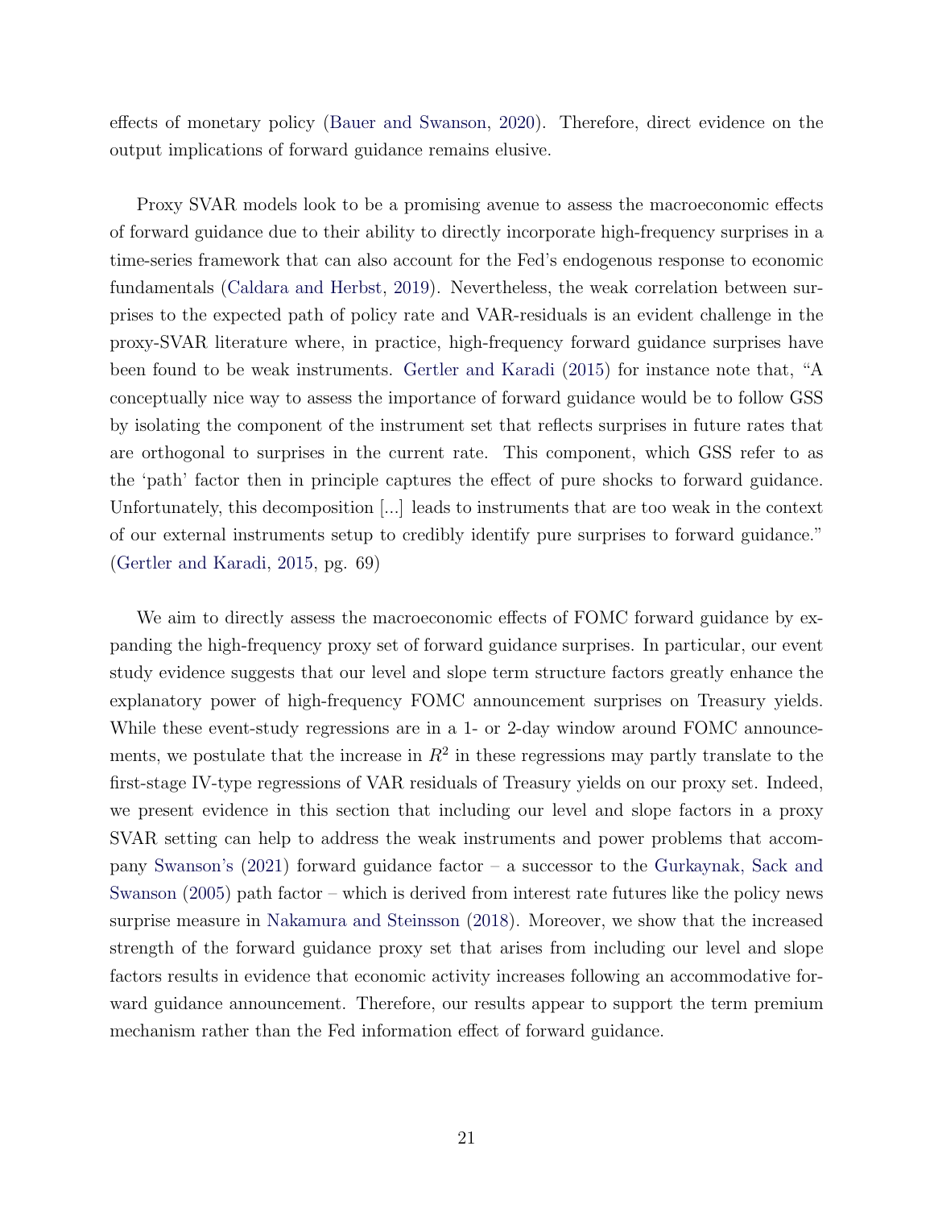effects of monetary policy (Bauer and Swanson, 2020). Therefore, direct evidence on the output implications of forward guidance remains elusive.

Proxy SVAR models look to be a promising avenue to assess the macroeconomic effects of forward guidance due to their ability to directly incorporate high-frequency surprises in a time-series framework that can also account for the Fed's endogenous response to economic fundamentals (Caldara and Herbst, 2019). Nevertheless, the weak correlation between surprises to the expected path of policy rate and VAR-residuals is an evident challenge in the proxy-SVAR literature where, in practice, high-frequency forward guidance surprises have been found to be weak instruments. Gertler and Karadi (2015) for instance note that, "A conceptually nice way to assess the importance of forward guidance would be to follow GSS by isolating the component of the instrument set that reflects surprises in future rates that are orthogonal to surprises in the current rate. This component, which GSS refer to as the 'path' factor then in principle captures the effect of pure shocks to forward guidance. Unfortunately, this decomposition [...] leads to instruments that are too weak in the context of our external instruments setup to credibly identify pure surprises to forward guidance." (Gertler and Karadi, 2015, pg. 69)

We aim to directly assess the macroeconomic effects of FOMC forward guidance by expanding the high-frequency proxy set of forward guidance surprises. In particular, our event study evidence suggests that our level and slope term structure factors greatly enhance the explanatory power of high-frequency FOMC announcement surprises on Treasury yields. While these event-study regressions are in a 1- or 2-day window around FOMC announcements, we postulate that the increase in $R^2$ in these regressions may partly translate to the first-stage IV-type regressions of VAR residuals of Treasury yields on our proxy set. Indeed, we present evidence in this section that including our level and slope factors in a proxy SVAR setting can help to address the weak instruments and power problems that accompany Swanson's (2021) forward guidance factor – a successor to the Gurkaynak, Sack and Swanson (2005) path factor – which is derived from interest rate futures like the policy news surprise measure in Nakamura and Steinsson (2018). Moreover, we show that the increased strength of the forward guidance proxy set that arises from including our level and slope factors results in evidence that economic activity increases following an accommodative forward guidance announcement. Therefore, our results appear to support the term premium mechanism rather than the Fed information effect of forward guidance.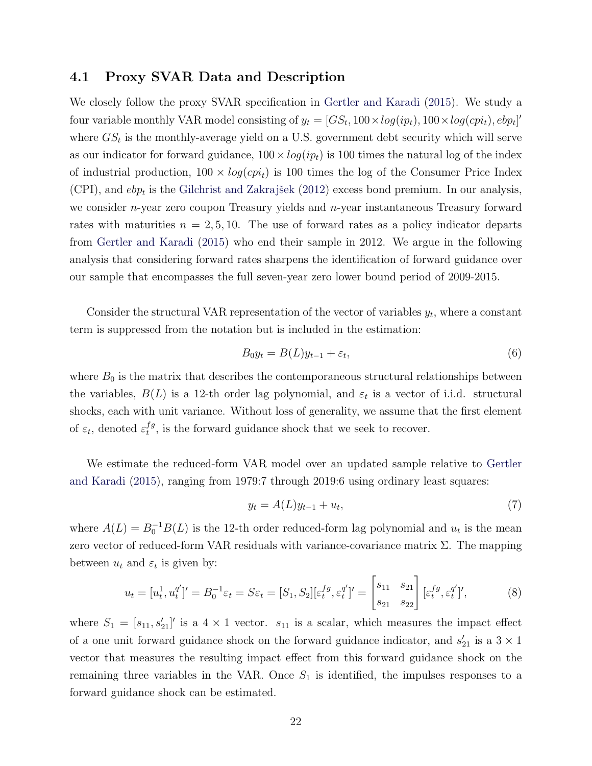### 4.1 Proxy SVAR Data and Description

We closely follow the proxy SVAR specification in Gertler and Karadi (2015). We study a four variable monthly VAR model consisting of $y_t = [GS_t, 100 \times log(ip_t), 100 \times log(cpi_t), ebp_t]'$ where $GS_t$ is the monthly-average yield on a U.S. government debt security which will serve as our indicator for forward guidance, $100 \times log(ip_t)$ is 100 times the natural log of the index of industrial production, $100 \times log(cpi_t)$ is 100 times the log of the Consumer Price Index (CPI), and $ebp_t$ is the Gilchrist and Zakrajšek (2012) excess bond premium. In our analysis, we consider $n$-year zero coupon Treasury yields and $n$-year instantaneous Treasury forward rates with maturities $n = 2, 5, 10$. The use of forward rates as a policy indicator departs from Gertler and Karadi (2015) who end their sample in 2012. We argue in the following analysis that considering forward rates sharpens the identification of forward guidance over our sample that encompasses the full seven-year zero lower bound period of 2009-2015.

Consider the structural VAR representation of the vector of variables $y_t$, where a constant term is suppressed from the notation but is included in the estimation:

$$B_0 y_t = B(L) y_{t-1} + \varepsilon_t, \tag{6}$$

where $B_0$ is the matrix that describes the contemporaneous structural relationships between the variables, $B(L)$ is a 12-th order lag polynomial, and $\varepsilon_t$ is a vector of i.i.d. structural shocks, each with unit variance. Without loss of generality, we assume that the first element of $\varepsilon_t$, denoted $\varepsilon_t^{fg}$, is the forward guidance shock that we seek to recover.

We estimate the reduced-form VAR model over an updated sample relative to Gertler and Karadi (2015), ranging from 1979:7 through 2019:6 using ordinary least squares:

$$y_t = A(L) y_{t-1} + u_t, \tag{7}$$

where $A(L) = B_0^{-1} B(L)$ is the 12-th order reduced-form lag polynomial and $u_t$ is the mean zero vector of reduced-form VAR residuals with variance-covariance matrix $\Sigma$. The mapping between $u_t$ and $\varepsilon_t$ is given by:

$$u_t = [u_t^1, u_t^{q'}]' = B_0^{-1} \varepsilon_t = S \varepsilon_t = [S_1, S_2][\varepsilon_t^{fg}, \varepsilon_t^{q'}]' = \begin{bmatrix} s_{11} & s_{21} \\ s_{21} & s_{22} \end{bmatrix} [\varepsilon_t^{fg}, \varepsilon_t^{q'}]', \tag{8}$$

where $S_1 = [s_{11}, s_{21}']'$ is a $4 \times 1$ vector. $s_{11}$ is a scalar, which measures the impact effect of a one unit forward guidance shock on the forward guidance indicator, and $s_{21}'$ is a $3 \times 1$ vector that measures the resulting impact effect from this forward guidance shock on the remaining three variables in the VAR. Once $S_1$ is identified, the impulses responses to a forward guidance shock can be estimated.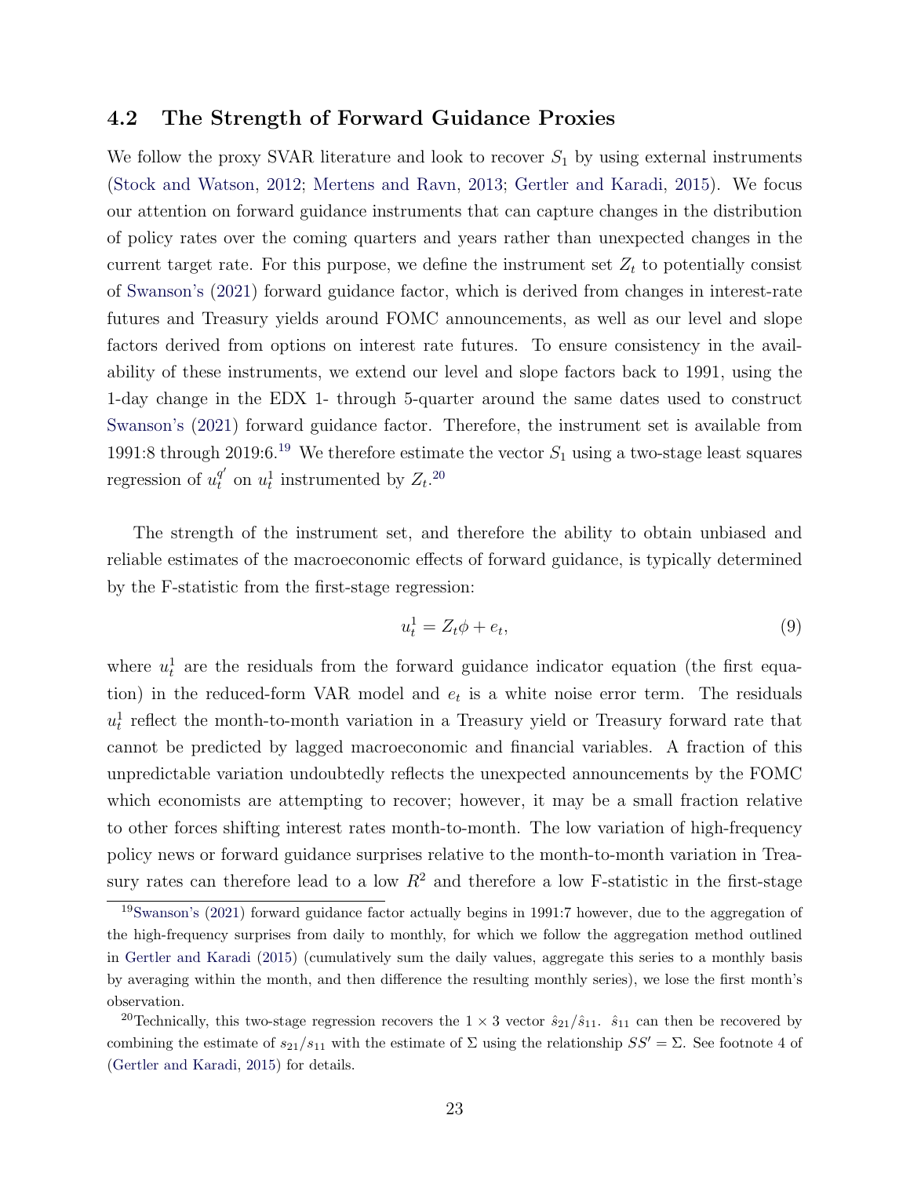### 4.2 The Strength of Forward Guidance Proxies

We follow the proxy SVAR literature and look to recover $S_1$ by using external instruments (Stock and Watson, 2012; Mertens and Ravn, 2013; Gertler and Karadi, 2015). We focus our attention on forward guidance instruments that can capture changes in the distribution of policy rates over the coming quarters and years rather than unexpected changes in the current target rate. For this purpose, we define the instrument set $Z_t$ to potentially consist of Swanson's (2021) forward guidance factor, which is derived from changes in interest-rate futures and Treasury yields around FOMC announcements, as well as our level and slope factors derived from options on interest rate futures. To ensure consistency in the availability of these instruments, we extend our level and slope factors back to 1991, using the 1-day change in the EDX 1- through 5-quarter around the same dates used to construct Swanson's (2021) forward guidance factor. Therefore, the instrument set is available from 1991:8 through 2019:6.[19] We therefore estimate the vector $S_1$ using a two-stage least squares regression of $u_t^{q'}$ on $u_t^1$ instrumented by $Z_t$.[20]

The strength of the instrument set, and therefore the ability to obtain unbiased and reliable estimates of the macroeconomic effects of forward guidance, is typically determined by the F-statistic from the first-stage regression:

$$u_t^1 = Z_t \phi + e_t, \tag{9}$$

where $u_t^1$ are the residuals from the forward guidance indicator equation (the first equation) in the reduced-form VAR model and $e_t$ is a white noise error term. The residuals $u_t^1$ reflect the month-to-month variation in a Treasury yield or Treasury forward rate that cannot be predicted by lagged macroeconomic and financial variables. A fraction of this unpredictable variation undoubtedly reflects the unexpected announcements by the FOMC which economists are attempting to recover; however, it may be a small fraction relative to other forces shifting interest rates month-to-month. The low variation of high-frequency policy news or forward guidance surprises relative to the month-to-month variation in Treasury rates can therefore lead to a low $R^2$ and therefore a low F-statistic in the first-stage

[19] Swanson's (2021) forward guidance factor actually begins in 1991:7 however, due to the aggregation of the high-frequency surprises from daily to monthly, for which we follow the aggregation method outlined in Gertler and Karadi (2015) (cumulatively sum the daily values, aggregate this series to a monthly basis by averaging within the month, and then difference the resulting monthly series), we lose the first month's observation.

[20] Technically, this two-stage regression recovers the $1 \times 3$ vector $\hat{s}_{21}/\hat{s}_{11}$. $\hat{s}_{11}$ can then be recovered by combining the estimate of $s_{21}/s_{11}$ with the estimate of $\Sigma$ using the relationship $SS' = \Sigma$. See footnote 4 of (Gertler and Karadi, 2015) for details.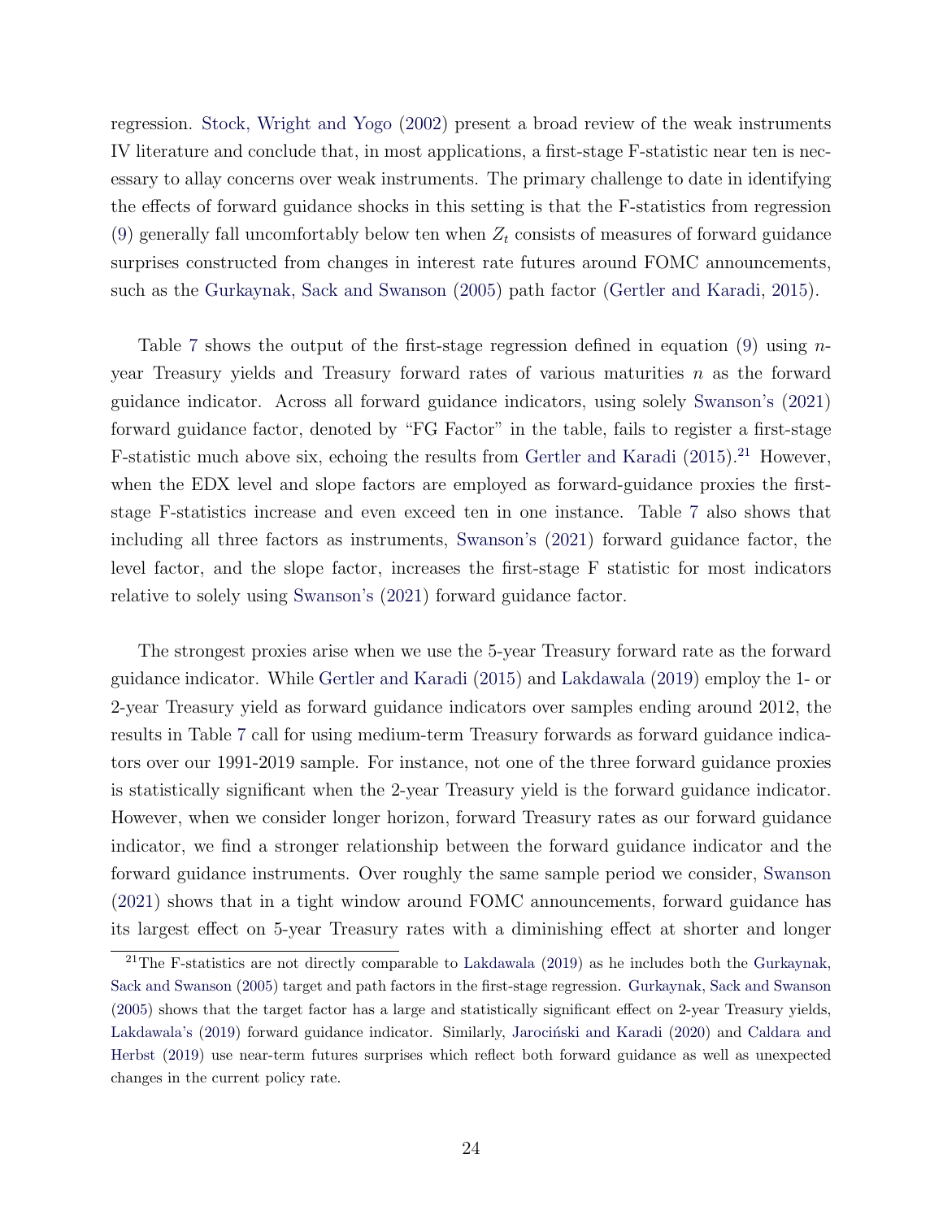regression. Stock, Wright and Yogo (2002) present a broad review of the weak instruments IV literature and conclude that, in most applications, a first-stage F-statistic near ten is necessary to allay concerns over weak instruments. The primary challenge to date in identifying the effects of forward guidance shocks in this setting is that the F-statistics from regression (9) generally fall uncomfortably below ten when $Z_t$ consists of measures of forward guidance surprises constructed from changes in interest rate futures around FOMC announcements, such as the Gurkaynak, Sack and Swanson (2005) path factor (Gertler and Karadi, 2015).

Table 7 shows the output of the first-stage regression defined in equation (9) using $n$-year Treasury yields and Treasury forward rates of various maturities $n$ as the forward guidance indicator. Across all forward guidance indicators, using solely Swanson's (2021) forward guidance factor, denoted by "FG Factor" in the table, fails to register a first-stage F-statistic much above six, echoing the results from Gertler and Karadi (2015).[21] However, when the EDX level and slope factors are employed as forward-guidance proxies the first-stage F-statistics increase and even exceed ten in one instance. Table 7 also shows that including all three factors as instruments, Swanson's (2021) forward guidance factor, the level factor, and the slope factor, increases the first-stage F statistic for most indicators relative to solely using Swanson's (2021) forward guidance factor.

The strongest proxies arise when we use the 5-year Treasury forward rate as the forward guidance indicator. While Gertler and Karadi (2015) and Lakdawala (2019) employ the 1- or 2-year Treasury yield as forward guidance indicators over samples ending around 2012, the results in Table 7 call for using medium-term Treasury forwards as forward guidance indicators over our 1991-2019 sample. For instance, not one of the three forward guidance proxies is statistically significant when the 2-year Treasury yield is the forward guidance indicator. However, when we consider longer horizon, forward Treasury rates as our forward guidance indicator, we find a stronger relationship between the forward guidance indicator and the forward guidance instruments. Over roughly the same sample period we consider, Swanson (2021) shows that in a tight window around FOMC announcements, forward guidance has its largest effect on 5-year Treasury rates with a diminishing effect at shorter and longer

[21] The F-statistics are not directly comparable to Lakdawala (2019) as he includes both the Gurkaynak, Sack and Swanson (2005) target and path factors in the first-stage regression. Gurkaynak, Sack and Swanson (2005) shows that the target factor has a large and statistically significant effect on 2-year Treasury yields, Lakdawala's (2019) forward guidance indicator. Similarly, Jarociński and Karadi (2020) and Caldara and Herbst (2019) use near-term futures surprises which reflect both forward guidance as well as unexpected changes in the current policy rate.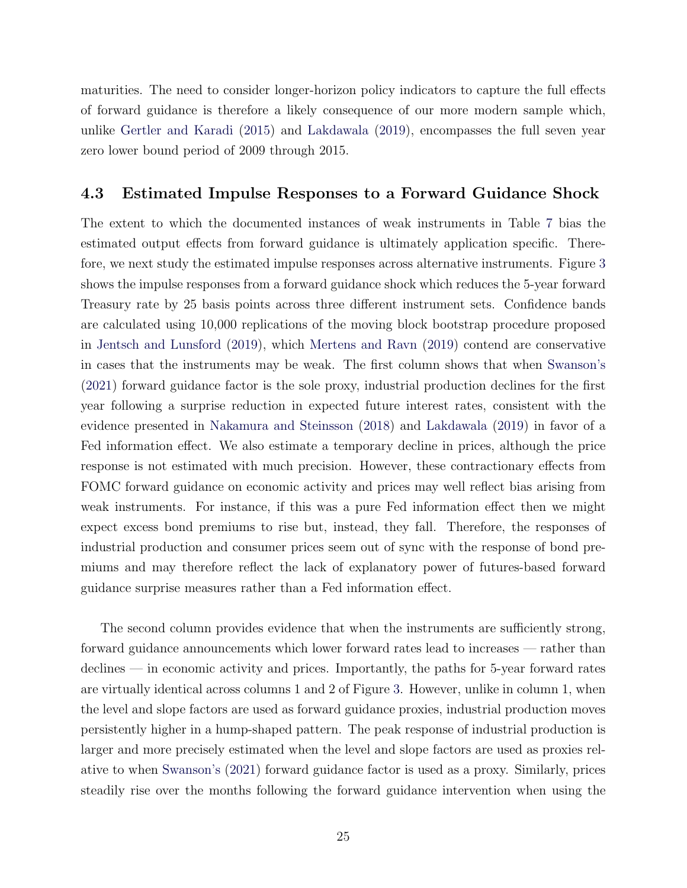maturities. The need to consider longer-horizon policy indicators to capture the full effects of forward guidance is therefore a likely consequence of our more modern sample which, unlike Gertler and Karadi (2015) and Lakdawala (2019), encompasses the full seven year zero lower bound period of 2009 through 2015.

### 4.3 Estimated Impulse Responses to a Forward Guidance Shock

The extent to which the documented instances of weak instruments in Table 7 bias the estimated output effects from forward guidance is ultimately application specific. Therefore, we next study the estimated impulse responses across alternative instruments. Figure 3 shows the impulse responses from a forward guidance shock which reduces the 5-year forward Treasury rate by 25 basis points across three different instrument sets. Confidence bands are calculated using 10,000 replications of the moving block bootstrap procedure proposed in Jentsch and Lunsford (2019), which Mertens and Ravn (2019) contend are conservative in cases that the instruments may be weak. The first column shows that when Swanson's (2021) forward guidance factor is the sole proxy, industrial production declines for the first year following a surprise reduction in expected future interest rates, consistent with the evidence presented in Nakamura and Steinsson (2018) and Lakdawala (2019) in favor of a Fed information effect. We also estimate a temporary decline in prices, although the price response is not estimated with much precision. However, these contractionary effects from FOMC forward guidance on economic activity and prices may well reflect bias arising from weak instruments. For instance, if this was a pure Fed information effect then we might expect excess bond premiums to rise but, instead, they fall. Therefore, the responses of industrial production and consumer prices seem out of sync with the response of bond premiums and may therefore reflect the lack of explanatory power of futures-based forward guidance surprise measures rather than a Fed information effect.

The second column provides evidence that when the instruments are sufficiently strong, forward guidance announcements which lower forward rates lead to increases — rather than declines — in economic activity and prices. Importantly, the paths for 5-year forward rates are virtually identical across columns 1 and 2 of Figure 3. However, unlike in column 1, when the level and slope factors are used as forward guidance proxies, industrial production moves persistently higher in a hump-shaped pattern. The peak response of industrial production is larger and more precisely estimated when the level and slope factors are used as proxies relative to when Swanson's (2021) forward guidance factor is used as a proxy. Similarly, prices steadily rise over the months following the forward guidance intervention when using the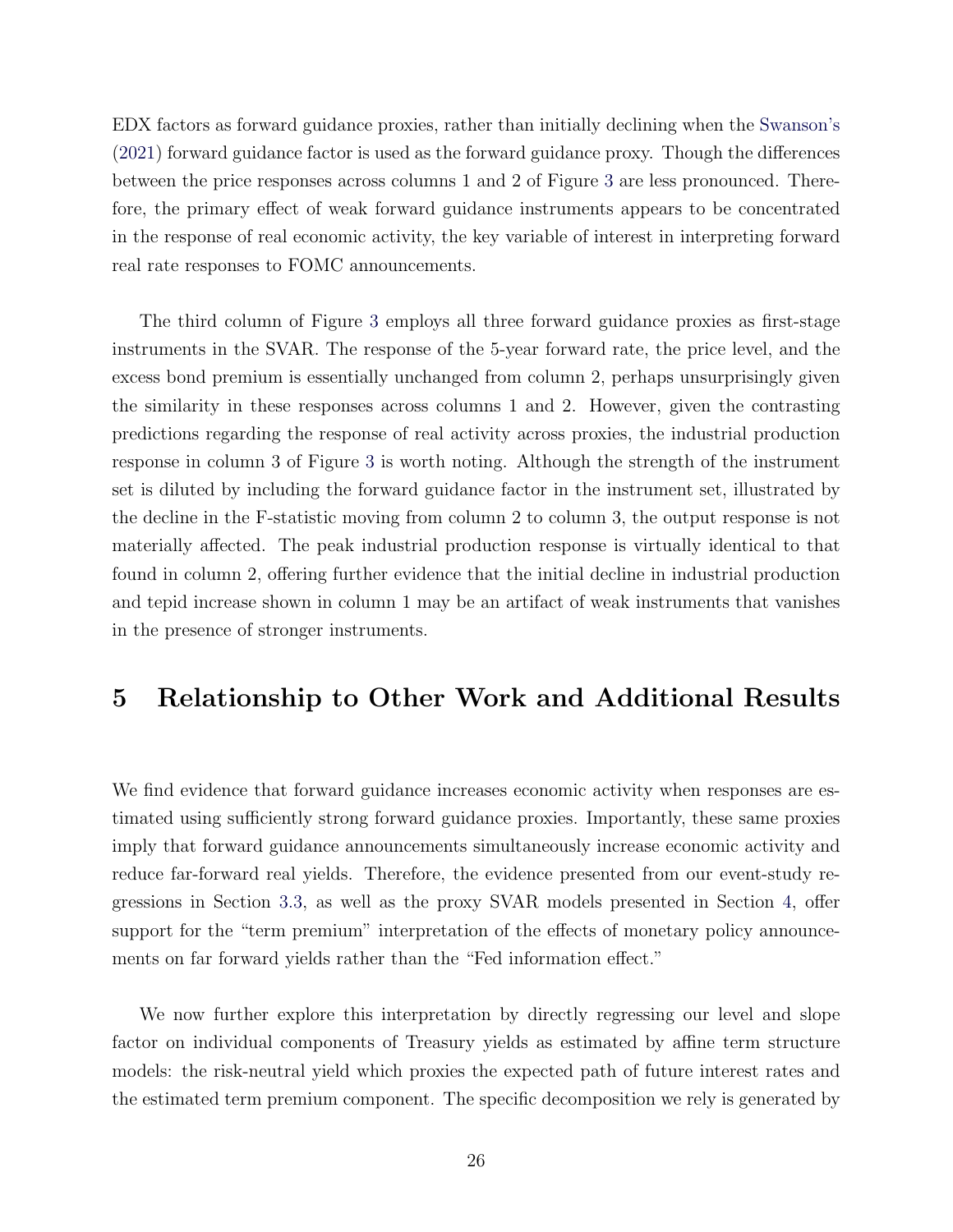EDX factors as forward guidance proxies, rather than initially declining when the Swanson's (2021) forward guidance factor is used as the forward guidance proxy. Though the differences between the price responses across columns 1 and 2 of Figure 3 are less pronounced. Therefore, the primary effect of weak forward guidance instruments appears to be concentrated in the response of real economic activity, the key variable of interest in interpreting forward real rate responses to FOMC announcements.

The third column of Figure 3 employs all three forward guidance proxies as first-stage instruments in the SVAR. The response of the 5-year forward rate, the price level, and the excess bond premium is essentially unchanged from column 2, perhaps unsurprisingly given the similarity in these responses across columns 1 and 2. However, given the contrasting predictions regarding the response of real activity across proxies, the industrial production response in column 3 of Figure 3 is worth noting. Although the strength of the instrument set is diluted by including the forward guidance factor in the instrument set, illustrated by the decline in the F-statistic moving from column 2 to column 3, the output response is not materially affected. The peak industrial production response is virtually identical to that found in column 2, offering further evidence that the initial decline in industrial production and tepid increase shown in column 1 may be an artifact of weak instruments that vanishes in the presence of stronger instruments.

# 5 Relationship to Other Work and Additional Results

We find evidence that forward guidance increases economic activity when responses are estimated using sufficiently strong forward guidance proxies. Importantly, these same proxies imply that forward guidance announcements simultaneously increase economic activity and reduce far-forward real yields. Therefore, the evidence presented from our event-study regressions in Section 3.3, as well as the proxy SVAR models presented in Section 4, offer support for the "term premium" interpretation of the effects of monetary policy announcements on far forward yields rather than the "Fed information effect."

We now further explore this interpretation by directly regressing our level and slope factor on individual components of Treasury yields as estimated by affine term structure models: the risk-neutral yield which proxies the expected path of future interest rates and the estimated term premium component. The specific decomposition we rely is generated by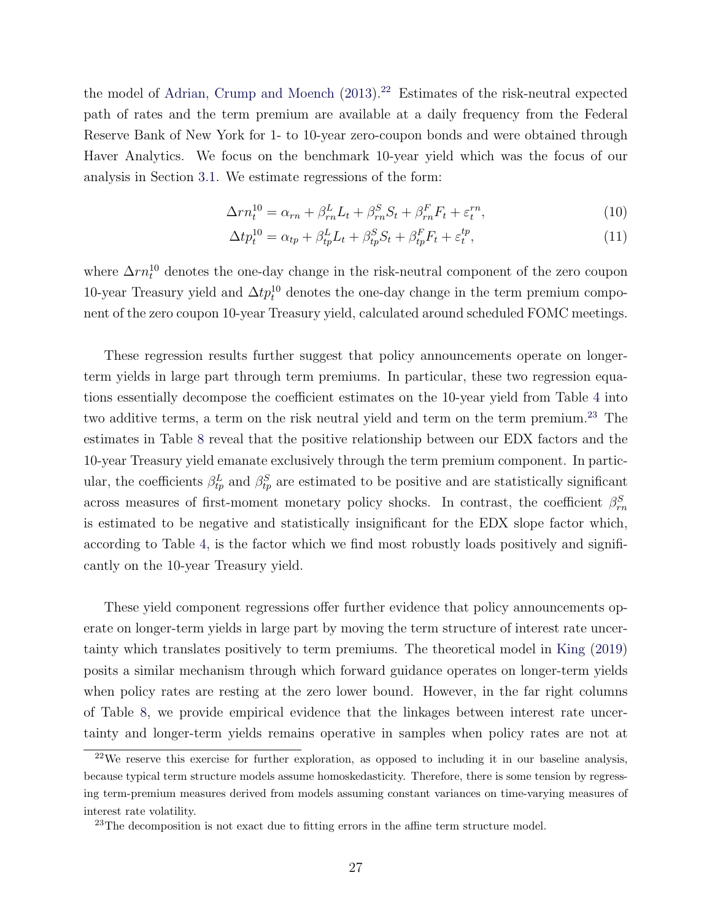the model of Adrian, Crump and Moench (2013).[22] Estimates of the risk-neutral expected path of rates and the term premium are available at a daily frequency from the Federal Reserve Bank of New York for 1- to 10-year zero-coupon bonds and were obtained through Haver Analytics. We focus on the benchmark 10-year yield which was the focus of our analysis in Section 3.1. We estimate regressions of the form:

$$\Delta rn_t^{10} = \alpha_{rn} + \beta_{rn}^L L_t + \beta_{rn}^S S_t + \beta_{rn}^F F_t + \varepsilon_t^{rn}, \tag{10}$$

$$\Delta tp_t^{10} = \alpha_{tp} + \beta_{tp}^L L_t + \beta_{tp}^S S_t + \beta_{tp}^F F_t + \varepsilon_t^{tp}, \tag{11}$$

where $\Delta rn_t^{10}$ denotes the one-day change in the risk-neutral component of the zero coupon 10-year Treasury yield and $\Delta tp_t^{10}$ denotes the one-day change in the term premium component of the zero coupon 10-year Treasury yield, calculated around scheduled FOMC meetings.

These regression results further suggest that policy announcements operate on longer-term yields in large part through term premiums. In particular, these two regression equations essentially decompose the coefficient estimates on the 10-year yield from Table 4 into two additive terms, a term on the risk neutral yield and term on the term premium.[23] The estimates in Table 8 reveal that the positive relationship between our EDX factors and the 10-year Treasury yield emanate exclusively through the term premium component. In particular, the coefficients $\beta_{tp}^L$ and $\beta_{tp}^S$ are estimated to be positive and are statistically significant across measures of first-moment monetary policy shocks. In contrast, the coefficient $\beta_{rn}^S$ is estimated to be negative and statistically insignificant for the EDX slope factor which, according to Table 4, is the factor which we find most robustly loads positively and significantly on the 10-year Treasury yield.

These yield component regressions offer further evidence that policy announcements operate on longer-term yields in large part by moving the term structure of interest rate uncertainty which translates positively to term premiums. The theoretical model in King (2019) posits a similar mechanism through which forward guidance operates on longer-term yields when policy rates are resting at the zero lower bound. However, in the far right columns of Table 8, we provide empirical evidence that the linkages between interest rate uncertainty and longer-term yields remains operative in samples when policy rates are not at

[22]We reserve this exercise for further exploration, as opposed to including it in our baseline analysis, because typical term structure models assume homoskedasticity. Therefore, there is some tension by regressing term-premium measures derived from models assuming constant variances on time-varying measures of interest rate volatility.

[23]The decomposition is not exact due to fitting errors in the affine term structure model.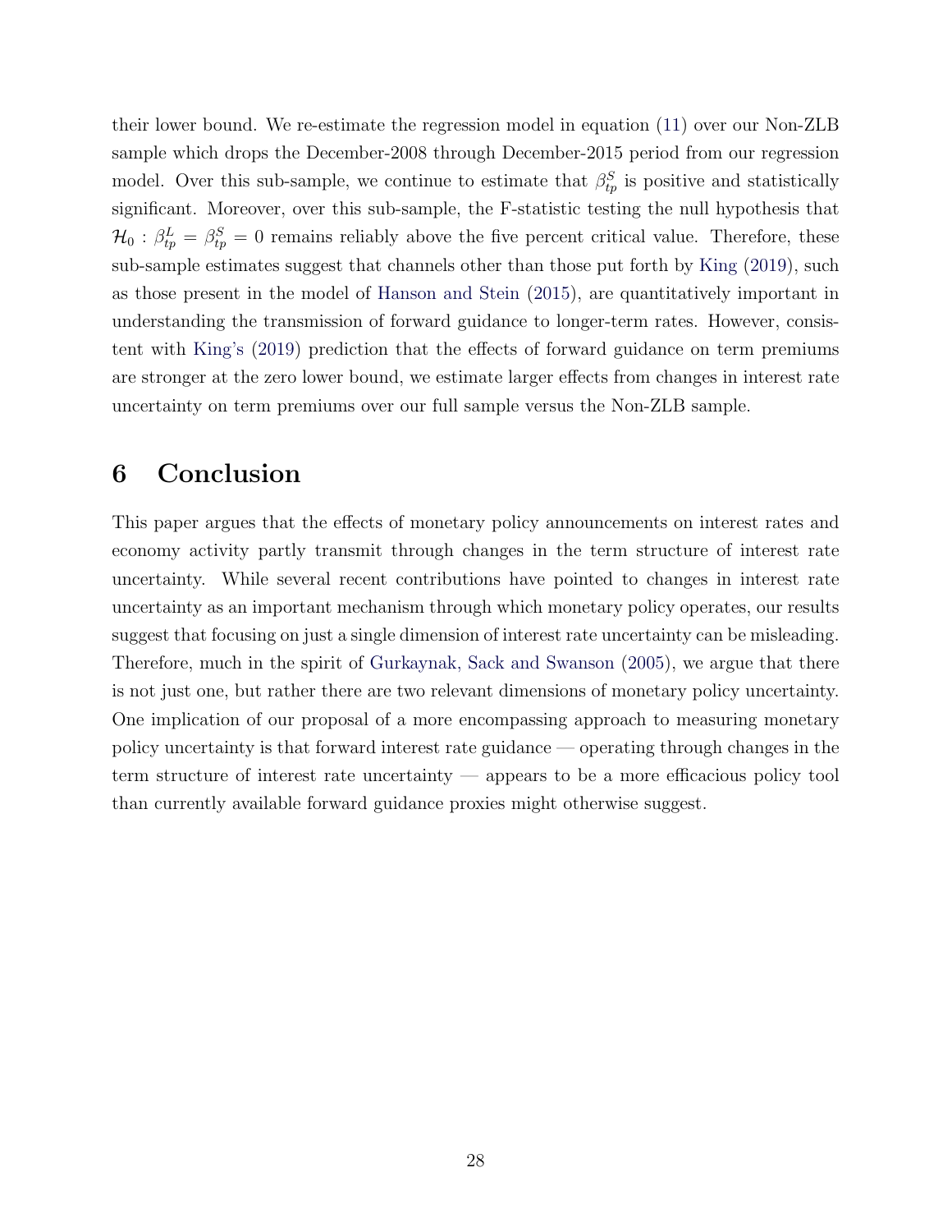their lower bound. We re-estimate the regression model in equation (11) over our Non-ZLB sample which drops the December-2008 through December-2015 period from our regression model. Over this sub-sample, we continue to estimate that $\beta_{tp}^{S}$ is positive and statistically significant. Moreover, over this sub-sample, the F-statistic testing the null hypothesis that $\mathcal{H}_0 : \beta_{tp}^{L} = \beta_{tp}^{S} = 0$ remains reliably above the five percent critical value. Therefore, these sub-sample estimates suggest that channels other than those put forth by King (2019), such as those present in the model of Hanson and Stein (2015), are quantitatively important in understanding the transmission of forward guidance to longer-term rates. However, consistent with King's (2019) prediction that the effects of forward guidance on term premiums are stronger at the zero lower bound, we estimate larger effects from changes in interest rate uncertainty on term premiums over our full sample versus the Non-ZLB sample.

# 6 Conclusion

This paper argues that the effects of monetary policy announcements on interest rates and economy activity partly transmit through changes in the term structure of interest rate uncertainty. While several recent contributions have pointed to changes in interest rate uncertainty as an important mechanism through which monetary policy operates, our results suggest that focusing on just a single dimension of interest rate uncertainty can be misleading. Therefore, much in the spirit of Gurkaynak, Sack and Swanson (2005), we argue that there is not just one, but rather there are two relevant dimensions of monetary policy uncertainty. One implication of our proposal of a more encompassing approach to measuring monetary policy uncertainty is that forward interest rate guidance — operating through changes in the term structure of interest rate uncertainty — appears to be a more efficacious policy tool than currently available forward guidance proxies might otherwise suggest.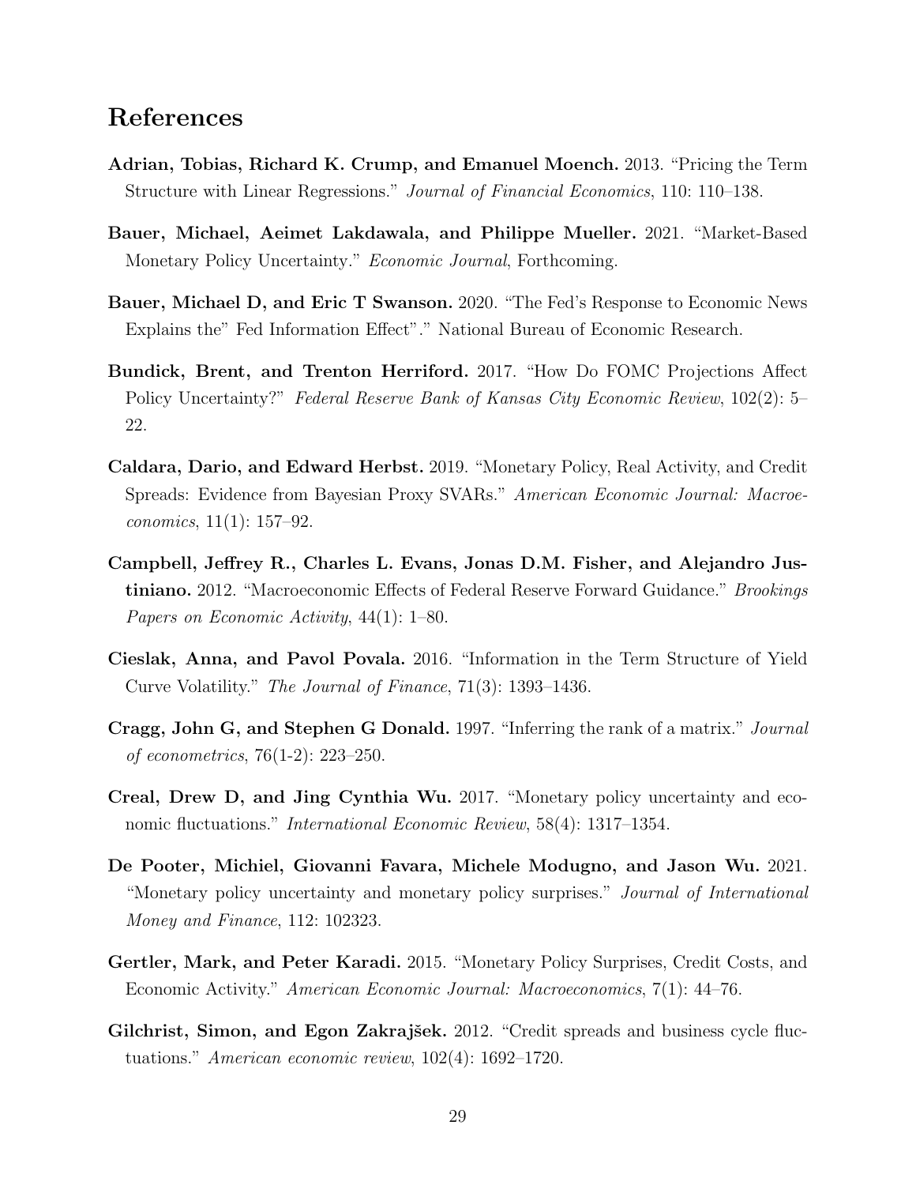## References

**Adrian, Tobias, Richard K. Crump, and Emanuel Moench.** 2013. "Pricing the Term Structure with Linear Regressions." *Journal of Financial Economics*, 110: 110–138.

**Bauer, Michael, Aeimet Lakdawala, and Philippe Mueller.** 2021. "Market-Based Monetary Policy Uncertainty." *Economic Journal*, Forthcoming.

**Bauer, Michael D, and Eric T Swanson.** 2020. "The Fed's Response to Economic News Explains the" Fed Information Effect"." National Bureau of Economic Research.

**Bundick, Brent, and Trenton Herriford.** 2017. "How Do FOMC Projections Affect Policy Uncertainty?" *Federal Reserve Bank of Kansas City Economic Review*, 102(2): 5–22.

**Caldara, Dario, and Edward Herbst.** 2019. "Monetary Policy, Real Activity, and Credit Spreads: Evidence from Bayesian Proxy SVARs." *American Economic Journal: Macroeconomics*, 11(1): 157–92.

**Campbell, Jeffrey R., Charles L. Evans, Jonas D.M. Fisher, and Alejandro Justiniano.** 2012. "Macroeconomic Effects of Federal Reserve Forward Guidance." *Brookings Papers on Economic Activity*, 44(1): 1–80.

**Cieslak, Anna, and Pavol Povala.** 2016. "Information in the Term Structure of Yield Curve Volatility." *The Journal of Finance*, 71(3): 1393–1436.

**Cragg, John G, and Stephen G Donald.** 1997. "Inferring the rank of a matrix." *Journal of econometrics*, 76(1-2): 223–250.

**Creal, Drew D, and Jing Cynthia Wu.** 2017. "Monetary policy uncertainty and economic fluctuations." *International Economic Review*, 58(4): 1317–1354.

**De Pooter, Michiel, Giovanni Favara, Michele Modugno, and Jason Wu.** 2021. "Monetary policy uncertainty and monetary policy surprises." *Journal of International Money and Finance*, 112: 102323.

**Gertler, Mark, and Peter Karadi.** 2015. "Monetary Policy Surprises, Credit Costs, and Economic Activity." *American Economic Journal: Macroeconomics*, 7(1): 44–76.

**Gilchrist, Simon, and Egon Zakrajšek.** 2012. "Credit spreads and business cycle fluctuations." *American economic review*, 102(4): 1692–1720.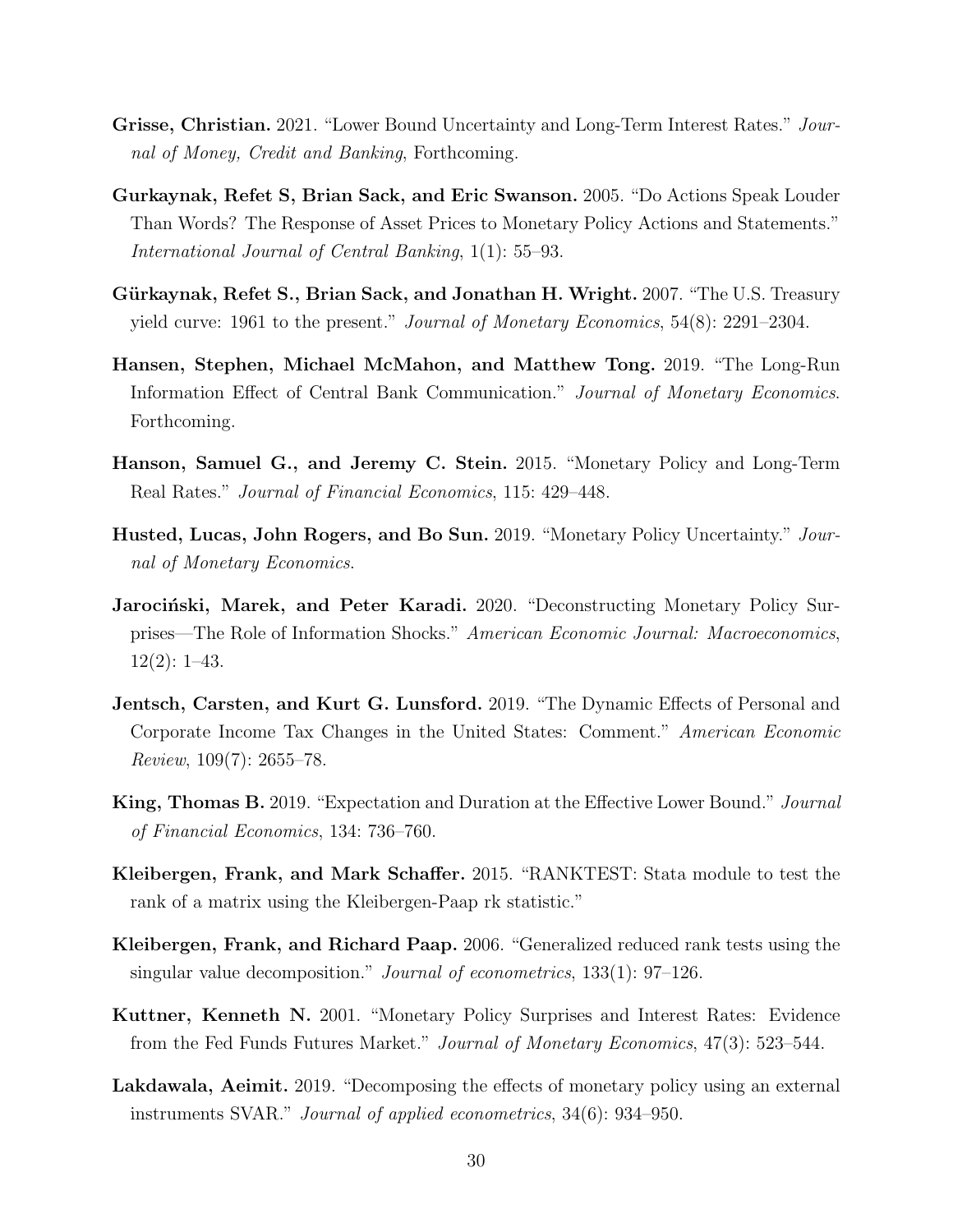**Grisse, Christian.** 2021. "Lower Bound Uncertainty and Long-Term Interest Rates." *Journal of Money, Credit and Banking*, Forthcoming.

**Gurkaynak, Refet S, Brian Sack, and Eric Swanson.** 2005. "Do Actions Speak Louder Than Words? The Response of Asset Prices to Monetary Policy Actions and Statements." *International Journal of Central Banking*, 1(1): 55–93.

**Gürkaynak, Refet S., Brian Sack, and Jonathan H. Wright.** 2007. "The U.S. Treasury yield curve: 1961 to the present." *Journal of Monetary Economics*, 54(8): 2291–2304.

**Hansen, Stephen, Michael McMahon, and Matthew Tong.** 2019. "The Long-Run Information Effect of Central Bank Communication." *Journal of Monetary Economics*. Forthcoming.

**Hanson, Samuel G., and Jeremy C. Stein.** 2015. "Monetary Policy and Long-Term Real Rates." *Journal of Financial Economics*, 115: 429–448.

**Husted, Lucas, John Rogers, and Bo Sun.** 2019. "Monetary Policy Uncertainty." *Journal of Monetary Economics*.

**Jarociński, Marek, and Peter Karadi.** 2020. "Deconstructing Monetary Policy Surprises—The Role of Information Shocks." *American Economic Journal: Macroeconomics*, 12(2): 1–43.

**Jentsch, Carsten, and Kurt G. Lunsford.** 2019. "The Dynamic Effects of Personal and Corporate Income Tax Changes in the United States: Comment." *American Economic Review*, 109(7): 2655–78.

**King, Thomas B.** 2019. "Expectation and Duration at the Effective Lower Bound." *Journal of Financial Economics*, 134: 736–760.

**Kleibergen, Frank, and Mark Schaffer.** 2015. "RANKTEST: Stata module to test the rank of a matrix using the Kleibergen-Paap rk statistic."

**Kleibergen, Frank, and Richard Paap.** 2006. "Generalized reduced rank tests using the singular value decomposition." *Journal of econometrics*, 133(1): 97–126.

**Kuttner, Kenneth N.** 2001. "Monetary Policy Surprises and Interest Rates: Evidence from the Fed Funds Futures Market." *Journal of Monetary Economics*, 47(3): 523–544.

**Lakdawala, Aeimit.** 2019. "Decomposing the effects of monetary policy using an external instruments SVAR." *Journal of applied econometrics*, 34(6): 934–950.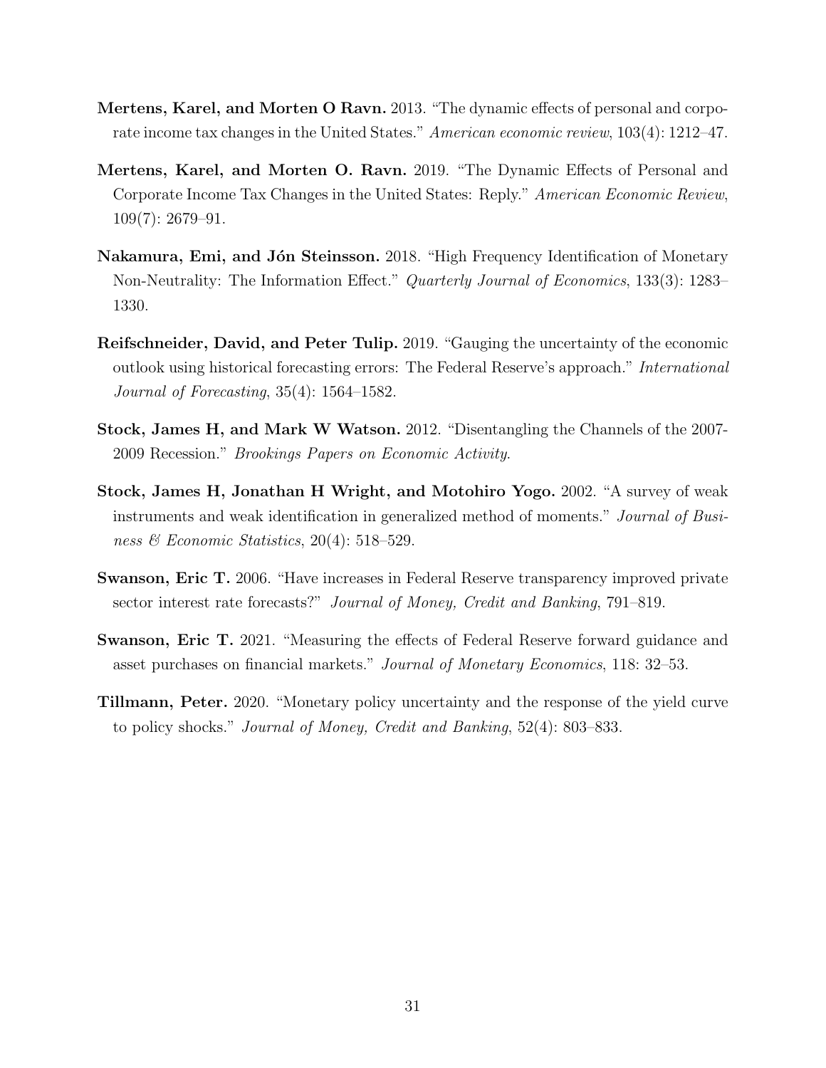**Mertens, Karel, and Morten O Ravn.** 2013. "The dynamic effects of personal and corporate income tax changes in the United States." *American economic review*, 103(4): 1212–47.

**Mertens, Karel, and Morten O. Ravn.** 2019. "The Dynamic Effects of Personal and Corporate Income Tax Changes in the United States: Reply." *American Economic Review*, 109(7): 2679–91.

**Nakamura, Emi, and Jón Steinsson.** 2018. "High Frequency Identification of Monetary Non-Neutrality: The Information Effect." *Quarterly Journal of Economics*, 133(3): 1283–1330.

**Reifschneider, David, and Peter Tulip.** 2019. "Gauging the uncertainty of the economic outlook using historical forecasting errors: The Federal Reserve's approach." *International Journal of Forecasting*, 35(4): 1564–1582.

**Stock, James H, and Mark W Watson.** 2012. "Disentangling the Channels of the 2007-2009 Recession." *Brookings Papers on Economic Activity*.

**Stock, James H, Jonathan H Wright, and Motohiro Yogo.** 2002. "A survey of weak instruments and weak identification in generalized method of moments." *Journal of Business & Economic Statistics*, 20(4): 518–529.

**Swanson, Eric T.** 2006. "Have increases in Federal Reserve transparency improved private sector interest rate forecasts?" *Journal of Money, Credit and Banking*, 791–819.

**Swanson, Eric T.** 2021. "Measuring the effects of Federal Reserve forward guidance and asset purchases on financial markets." *Journal of Monetary Economics*, 118: 32–53.

**Tillmann, Peter.** 2020. "Monetary policy uncertainty and the response of the yield curve to policy shocks." *Journal of Money, Credit and Banking*, 52(4): 803–833.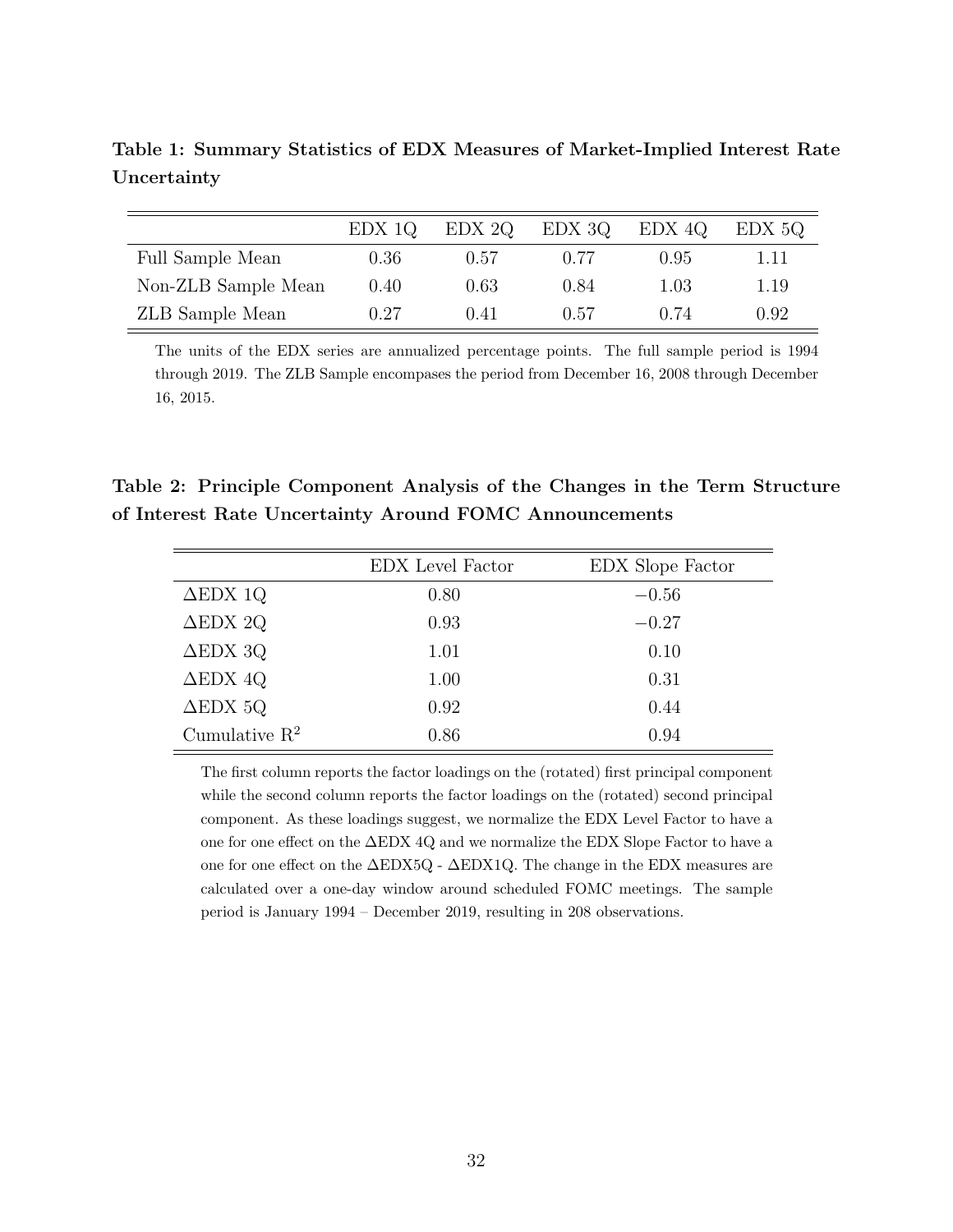**Table 1: Summary Statistics of EDX Measures of Market-Implied Interest Rate Uncertainty**

| | EDX 1Q | EDX 2Q | EDX 3Q | EDX 4Q | EDX 5Q |
|---|---|---|---|---|---|
| Full Sample Mean | 0.36 | 0.57 | 0.77 | 0.95 | 1.11 |
| Non-ZLB Sample Mean | 0.40 | 0.63 | 0.84 | 1.03 | 1.19 |
| ZLB Sample Mean | 0.27 | 0.41 | 0.57 | 0.74 | 0.92 |

The units of the EDX series are annualized percentage points. The full sample period is 1994 through 2019. The ZLB Sample encompases the period from December 16, 2008 through December 16, 2015.

**Table 2: Principle Component Analysis of the Changes in the Term Structure of Interest Rate Uncertainty Around FOMC Announcements**

| | EDX Level Factor | EDX Slope Factor |
|---|---|---|
| $\Delta$EDX 1Q | 0.80 | $-0.56$ |
| $\Delta$EDX 2Q | 0.93 | $-0.27$ |
| $\Delta$EDX 3Q | 1.01 | 0.10 |
| $\Delta$EDX 4Q | 1.00 | 0.31 |
| $\Delta$EDX 5Q | 0.92 | 0.44 |
| Cumulative $R^2$ | 0.86 | 0.94 |

The first column reports the factor loadings on the (rotated) first principal component while the second column reports the factor loadings on the (rotated) second principal component. As these loadings suggest, we normalize the EDX Level Factor to have a one for one effect on the $\Delta$EDX 4Q and we normalize the EDX Slope Factor to have a one for one effect on the $\Delta$EDX5Q - $\Delta$EDX1Q. The change in the EDX measures are calculated over a one-day window around scheduled FOMC meetings. The sample period is January 1994 – December 2019, resulting in 208 observations.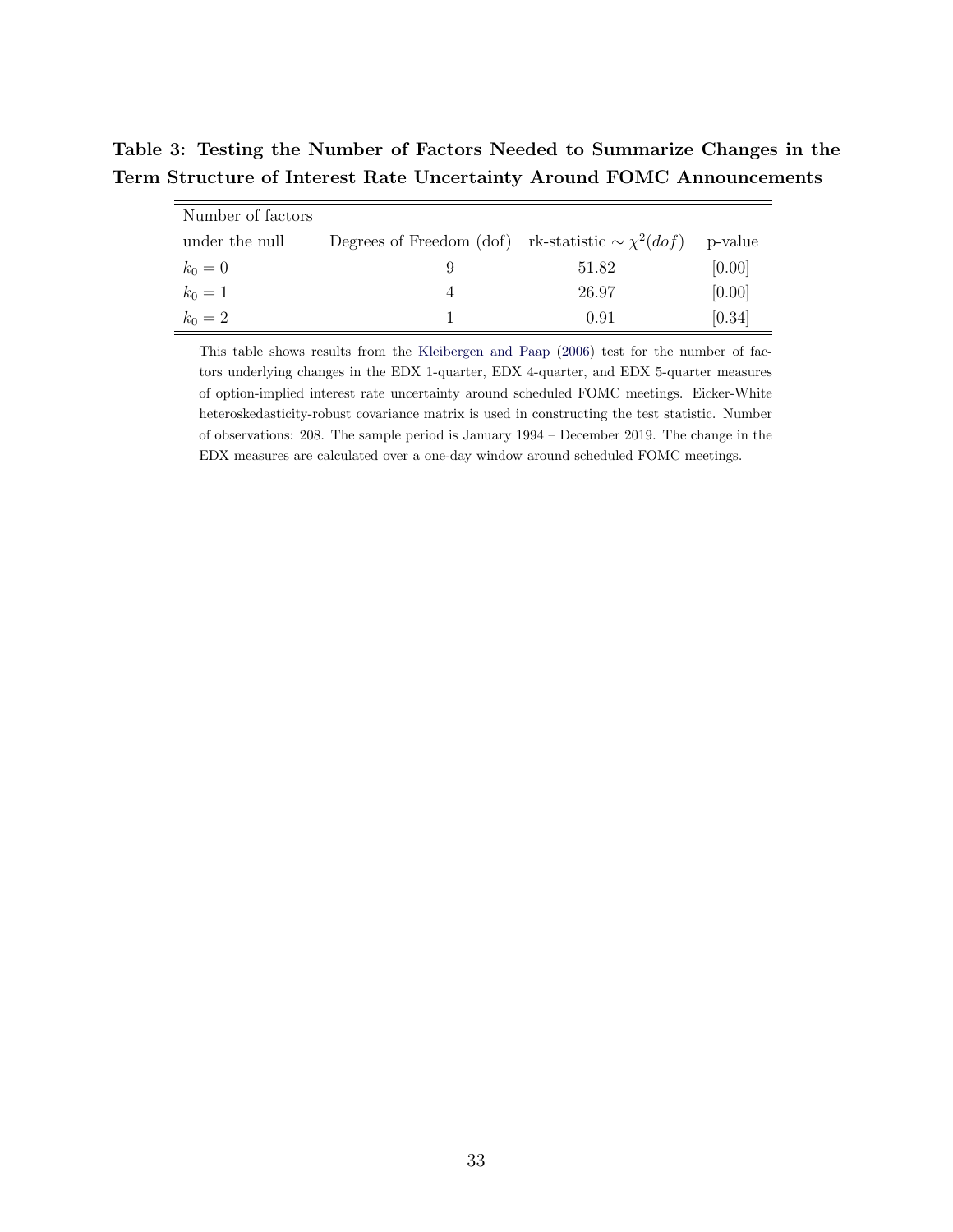**Table 3: Testing the Number of Factors Needed to Summarize Changes in the Term Structure of Interest Rate Uncertainty Around FOMC Announcements**

| Number of factors under the null | Degrees of Freedom (dof) | rk-statistic $\sim \chi^2(dof)$ | p-value |
|---|---|---|---|
| $k_0 = 0$ | 9 | 51.82 | [0.00] |
| $k_0 = 1$ | 4 | 26.97 | [0.00] |
| $k_0 = 2$ | 1 | 0.91 | [0.34] |

This table shows results from the Kleibergen and Paap (2006) test for the number of factors underlying changes in the EDX 1-quarter, EDX 4-quarter, and EDX 5-quarter measures of option-implied interest rate uncertainty around scheduled FOMC meetings. Eicker-White heteroskedasticity-robust covariance matrix is used in constructing the test statistic. Number of observations: 208. The sample period is January 1994 – December 2019. The change in the EDX measures are calculated over a one-day window around scheduled FOMC meetings.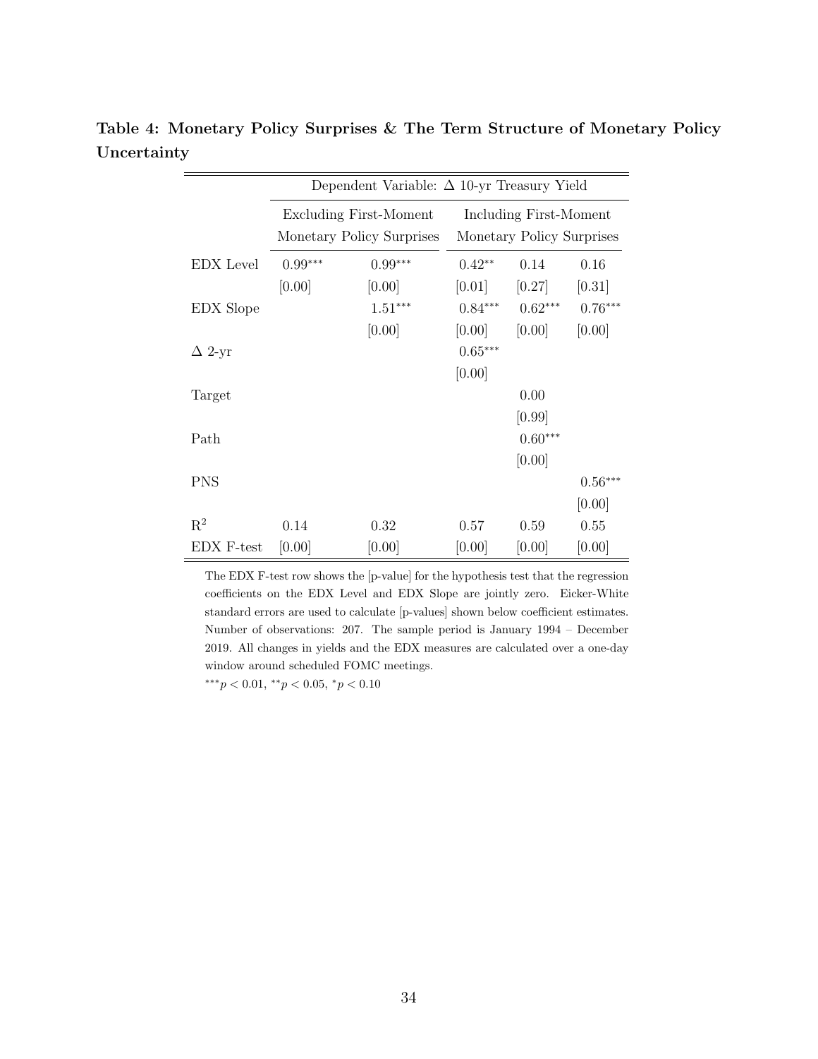**Table 4: Monetary Policy Surprises & The Term Structure of Monetary Policy Uncertainty**

| | Dependent Variable: $\Delta$ 10-yr Treasury Yield | | | | |
|---|---|---|---|---|---|
| | Excluding First-Moment Monetary Policy Surprises | | Including First-Moment Monetary Policy Surprises | | |
| EDX Level | $0.99^{***}$ | $0.99^{***}$ | $0.42^{**}$ | 0.14 | 0.16 |
| | [0.00] | [0.00] | [0.01] | [0.27] | [0.31] |
| EDX Slope | | $1.51^{***}$ | $0.84^{***}$ | $0.62^{***}$ | $0.76^{***}$ |
| | | [0.00] | [0.00] | [0.00] | [0.00] |
| $\Delta$ 2-yr | | | $0.65^{***}$ | | |
| | | | [0.00] | | |
| Target | | | | 0.00 | |
| | | | | [0.99] | |
| Path | | | | $0.60^{***}$ | |
| | | | | [0.00] | |
| PNS | | | | | $0.56^{***}$ |
| | | | | | [0.00] |
| $R^2$ | 0.14 | 0.32 | 0.57 | 0.59 | 0.55 |
| EDX F-test | [0.00] | [0.00] | [0.00] | [0.00] | [0.00] |

The EDX F-test row shows the [p-value] for the hypothesis test that the regression coefficients on the EDX Level and EDX Slope are jointly zero. Eicker-White standard errors are used to calculate [p-values] shown below coefficient estimates. Number of observations: 207. The sample period is January 1994 – December 2019. All changes in yields and the EDX measures are calculated over a one-day window around scheduled FOMC meetings.

$^{***}p < 0.01$, $^{**}p < 0.05$, $^{*}p < 0.10$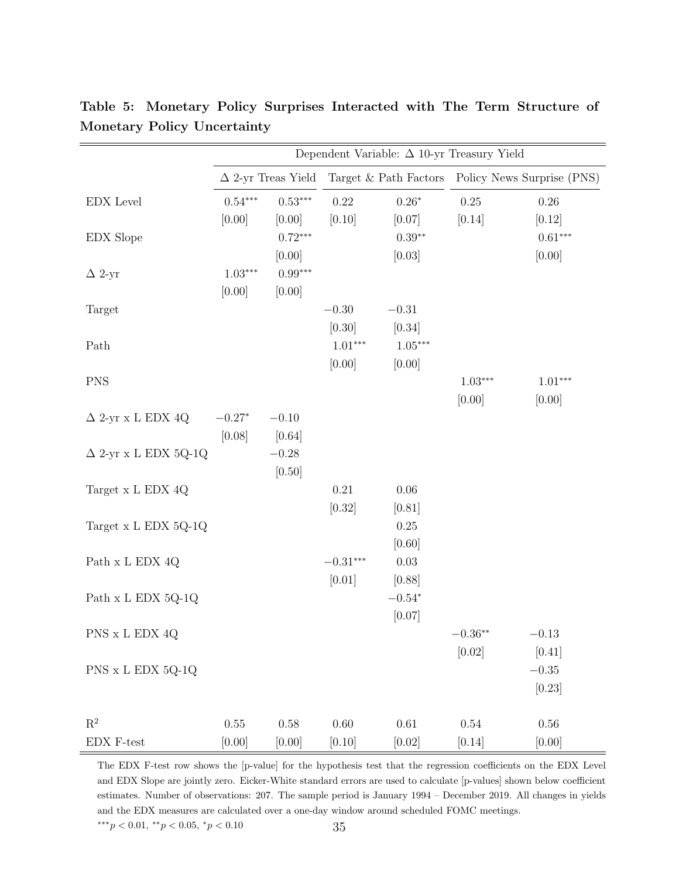**Table 5: Monetary Policy Surprises Interacted with The Term Structure of Monetary Policy Uncertainty**

| | Dependent Variable: $\Delta$ 10-yr Treasury Yield | | | | | |
|---|---|---|---|---|---|---|
| | $\Delta$ 2-yr Treas Yield | | Target & Path Factors | | Policy News Surprise (PNS) | |
| EDX Level | $0.54^{***}$ | $0.53^{***}$ | 0.22 | $0.26^{*}$ | 0.25 | 0.26 |
| | [0.00] | [0.00] | [0.10] | [0.07] | [0.14] | [0.12] |
| EDX Slope | | $0.72^{***}$ | | $0.39^{**}$ | | $0.61^{***}$ |
| | | [0.00] | | [0.03] | | [0.00] |
| $\Delta$ 2-yr | $1.03^{***}$ | $0.99^{***}$ | | | | |
| | [0.00] | [0.00] | | | | |
| Target | | | $-0.30$ | $-0.31$ | | |
| | | | [0.30] | [0.34] | | |
| Path | | | $1.01^{***}$ | $1.05^{***}$ | | |
| | | | [0.00] | [0.00] | | |
| PNS | | | | | $1.03^{***}$ | $1.01^{***}$ |
| | | | | | [0.00] | [0.00] |
| $\Delta$ 2-yr x L EDX 4Q | $-0.27^{*}$ | $-0.10$ | | | | |
| | [0.08] | [0.64] | | | | |
| $\Delta$ 2-yr x L EDX 5Q-1Q | | $-0.28$ | | | | |
| | | [0.50] | | | | |
| Target x L EDX 4Q | | | 0.21 | 0.06 | | |
| | | | [0.32] | [0.81] | | |
| Target x L EDX 5Q-1Q | | | | 0.25 | | |
| | | | | [0.60] | | |
| Path x L EDX 4Q | | | $-0.31^{***}$ | 0.03 | | |
| | | | [0.01] | [0.88] | | |
| Path x L EDX 5Q-1Q | | | | $-0.54^{*}$ | | |
| | | | | [0.07] | | |
| PNS x L EDX 4Q | | | | | $-0.36^{**}$ | $-0.13$ |
| | | | | | [0.02] | [0.41] |
| PNS x L EDX 5Q-1Q | | | | | | $-0.35$ |
| | | | | | | [0.23] |
| $R^2$ | 0.55 | 0.58 | 0.60 | 0.61 | 0.54 | 0.56 |
| EDX F-test | [0.00] | [0.00] | [0.10] | [0.02] | [0.14] | [0.00] |

The EDX F-test row shows the [p-value] for the hypothesis test that the regression coefficients on the EDX Level and EDX Slope are jointly zero. Eicker-White standard errors are used to calculate [p-values] shown below coefficient estimates. Number of observations: 207. The sample period is January 1994 – December 2019. All changes in yields and the EDX measures are calculated over a one-day window around scheduled FOMC meetings.

$^{***}p < 0.01$, $^{**}p < 0.05$, $^{*}p < 0.10$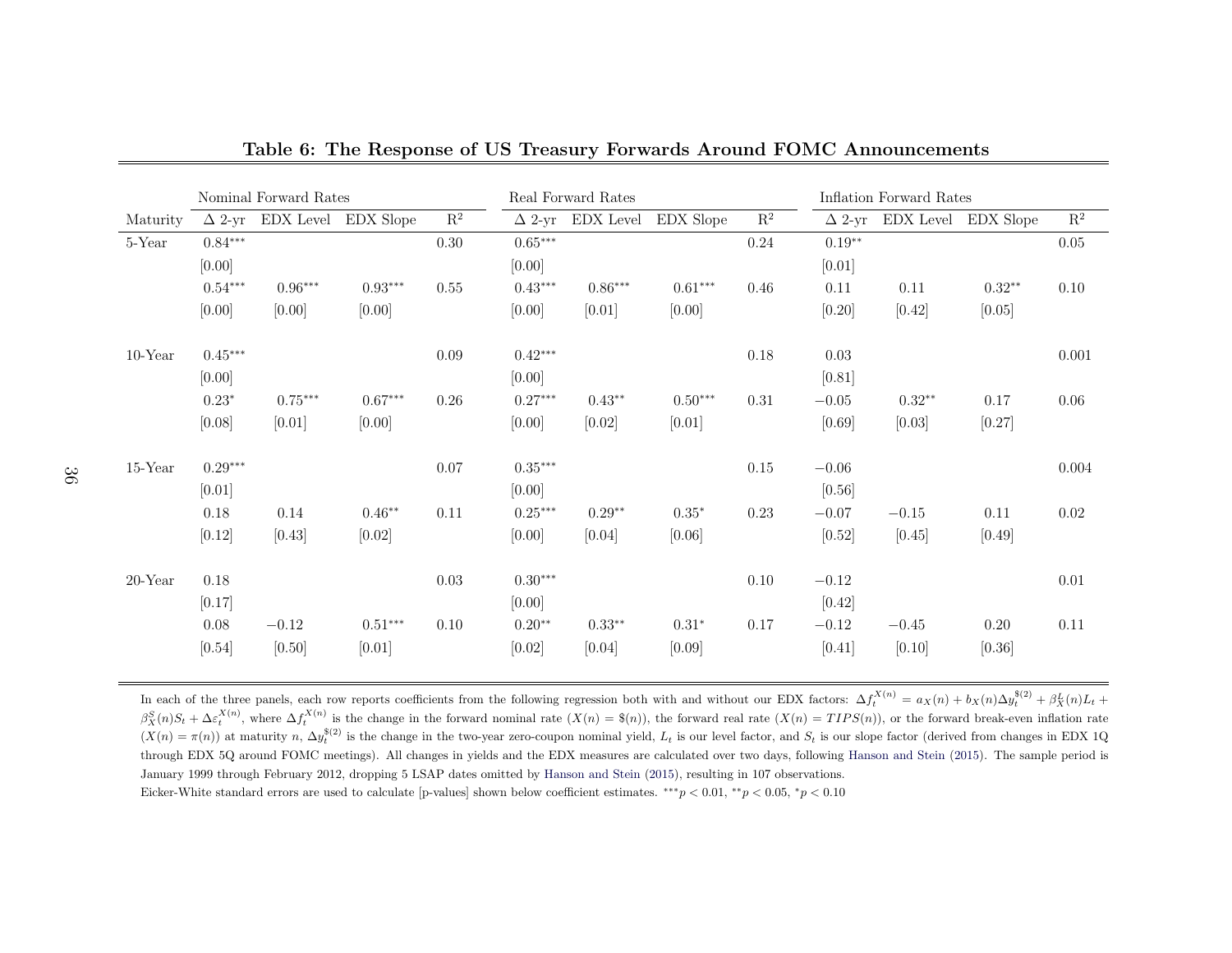**Table 6: The Response of US Treasury Forwards Around FOMC Announcements**

| | Nominal Forward Rates | | | | Real Forward Rates | | | | Inflation Forward Rates | | | |
|---|---|---|---|---|---|---|---|---|---|---|---|---|
| Maturity | Δ 2-yr | EDX Level | EDX Slope | $R^2$ | Δ 2-yr | EDX Level | EDX Slope | $R^2$ | Δ 2-yr | EDX Level | EDX Slope | $R^2$ |
| 5-Year | $0.84^{***}$ | | | 0.30 | $0.65^{***}$ | | | 0.24 | $0.19^{**}$ | | | 0.05 |
| | [0.00] | | | | [0.00] | | | | [0.01] | | | |
| | $0.54^{***}$ | $0.96^{***}$ | $0.93^{***}$ | 0.55 | $0.43^{***}$ | $0.86^{***}$ | $0.61^{***}$ | 0.46 | 0.11 | 0.11 | $0.32^{**}$ | 0.10 |
| | [0.00] | [0.00] | [0.00] | | [0.00] | [0.01] | [0.00] | | [0.20] | [0.42] | [0.05] | |
| 10-Year | $0.45^{***}$ | | | 0.09 | $0.42^{***}$ | | | 0.18 | 0.03 | | | 0.001 |
| | [0.00] | | | | [0.00] | | | | [0.81] | | | |
| | $0.23^{*}$ | $0.75^{***}$ | $0.67^{***}$ | 0.26 | $0.27^{***}$ | $0.43^{**}$ | $0.50^{***}$ | 0.31 | −0.05 | $0.32^{**}$ | 0.17 | 0.06 |
| | [0.08] | [0.01] | [0.00] | | [0.00] | [0.02] | [0.01] | | [0.69] | [0.03] | [0.27] | |
| 15-Year | $0.29^{***}$ | | | 0.07 | $0.35^{***}$ | | | 0.15 | −0.06 | | | 0.004 |
| | [0.01] | | | | [0.00] | | | | [0.56] | | | |
| | 0.18 | 0.14 | $0.46^{**}$ | 0.11 | $0.25^{***}$ | $0.29^{**}$ | $0.35^{*}$ | 0.23 | −0.07 | −0.15 | 0.11 | 0.02 |
| | [0.12] | [0.43] | [0.02] | | [0.00] | [0.04] | [0.06] | | [0.52] | [0.45] | [0.49] | |
| 20-Year | 0.18 | | | 0.03 | $0.30^{***}$ | | | 0.10 | −0.12 | | | 0.01 |
| | [0.17] | | | | [0.00] | | | | [0.42] | | | |
| | 0.08 | −0.12 | $0.51^{***}$ | 0.10 | $0.20^{**}$ | $0.33^{**}$ | $0.31^{*}$ | 0.17 | −0.12 | −0.45 | 0.20 | 0.11 |
| | [0.54] | [0.50] | [0.01] | | [0.02] | [0.04] | [0.09] | | [0.41] | [0.10] | [0.36] | |

In each of the three panels, each row reports coefficients from the following regression both with and without our EDX factors: $\Delta f_t^{X(n)} = a_X(n) + b_X(n)\Delta y_t^{\$(2)} + \beta_X^L(n)L_t + \beta_X^S(n)S_t + \Delta\varepsilon_t^{X(n)}$, where $\Delta f_t^{X(n)}$ is the change in the forward nominal rate ($X(n) = \$(n)$), the forward real rate ($X(n) = TIPS(n)$), or the forward break-even inflation rate ($X(n) = \pi(n)$) at maturity $n$, $\Delta y_t^{\$(2)}$ is the change in the two-year zero-coupon nominal yield, $L_t$ is our level factor, and $S_t$ is our slope factor (derived from changes in EDX 1Q through EDX 5Q around FOMC meetings). All changes in yields and the EDX measures are calculated over two days, following Hanson and Stein (2015). The sample period is January 1999 through February 2012, dropping 5 LSAP dates omitted by Hanson and Stein (2015), resulting in 107 observations.

Eicker-White standard errors are used to calculate [p-values] shown below coefficient estimates. $^{***}p < 0.01$, $^{**}p < 0.05$, $^{*}p < 0.10$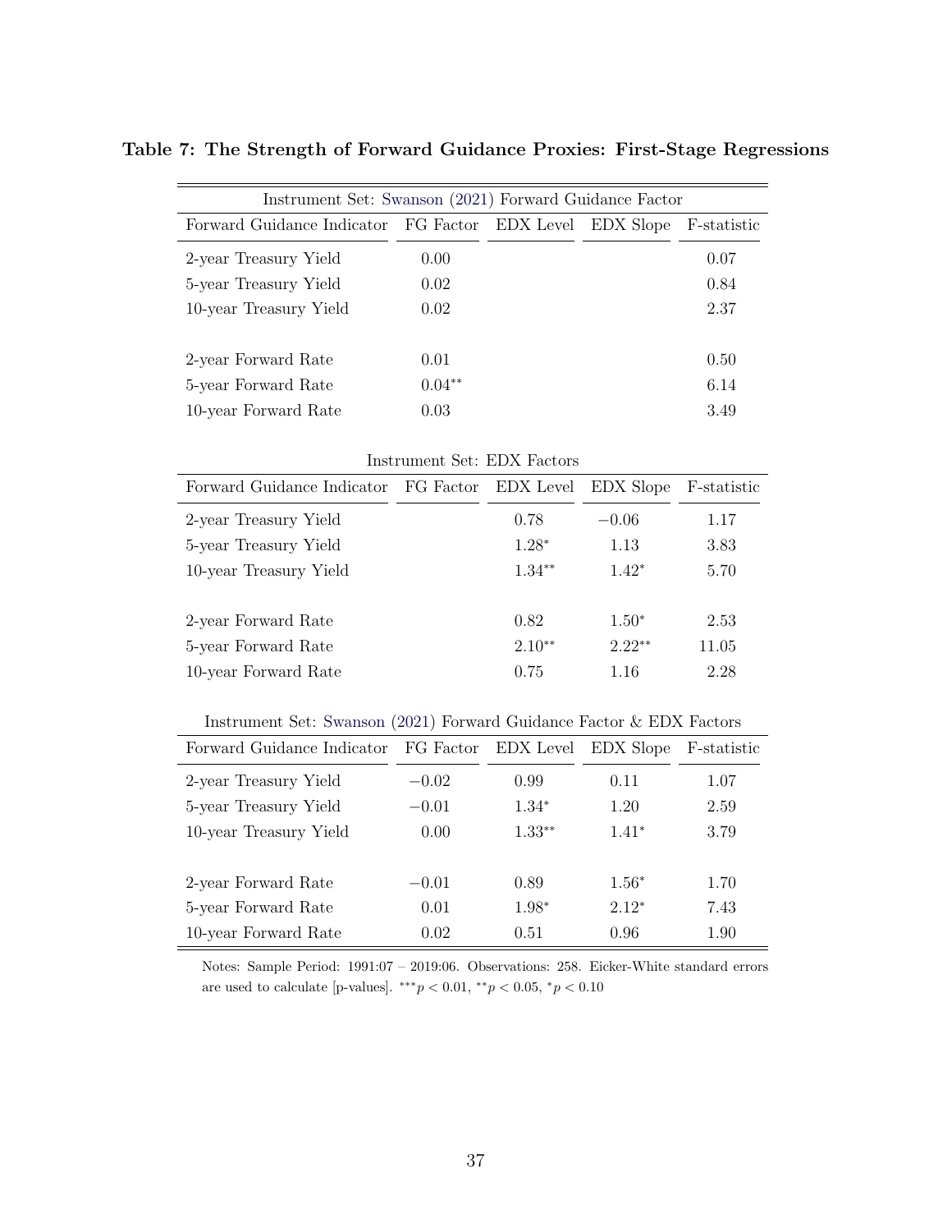**Table 7: The Strength of Forward Guidance Proxies: First-Stage Regressions**

| Instrument Set: Swanson (2021) Forward Guidance Factor | | | | |
|---|---|---|---|---|
| Forward Guidance Indicator | FG Factor | EDX Level | EDX Slope | F-statistic |
| 2-year Treasury Yield | 0.00 | | | 0.07 |
| 5-year Treasury Yield | 0.02 | | | 0.84 |
| 10-year Treasury Yield | 0.02 | | | 2.37 |
| 2-year Forward Rate | 0.01 | | | 0.50 |
| 5-year Forward Rate | $0.04^{**}$ | | | 6.14 |
| 10-year Forward Rate | 0.03 | | | 3.49 |

| Instrument Set: EDX Factors | | | | |
|---|---|---|---|---|
| Forward Guidance Indicator | FG Factor | EDX Level | EDX Slope | F-statistic |
| 2-year Treasury Yield | | 0.78 | $-0.06$ | 1.17 |
| 5-year Treasury Yield | | $1.28^{*}$ | 1.13 | 3.83 |
| 10-year Treasury Yield | | $1.34^{**}$ | $1.42^{*}$ | 5.70 |
| 2-year Forward Rate | | 0.82 | $1.50^{*}$ | 2.53 |
| 5-year Forward Rate | | $2.10^{**}$ | $2.22^{**}$ | 11.05 |
| 10-year Forward Rate | | 0.75 | 1.16 | 2.28 |

| Instrument Set: Swanson (2021) Forward Guidance Factor & EDX Factors | | | | |
|---|---|---|---|---|
| Forward Guidance Indicator | FG Factor | EDX Level | EDX Slope | F-statistic |
| 2-year Treasury Yield | $-0.02$ | 0.99 | 0.11 | 1.07 |
| 5-year Treasury Yield | $-0.01$ | $1.34^{*}$ | 1.20 | 2.59 |
| 10-year Treasury Yield | 0.00 | $1.33^{**}$ | $1.41^{*}$ | 3.79 |
| 2-year Forward Rate | $-0.01$ | 0.89 | $1.56^{*}$ | 1.70 |
| 5-year Forward Rate | 0.01 | $1.98^{*}$ | $2.12^{*}$ | 7.43 |
| 10-year Forward Rate | 0.02 | 0.51 | 0.96 | 1.90 |

Notes: Sample Period: 1991:07 – 2019:06. Observations: 258. Eicker-White standard errors are used to calculate [p-values]. $^{***}p < 0.01$, $^{**}p < 0.05$, $^{*}p < 0.10$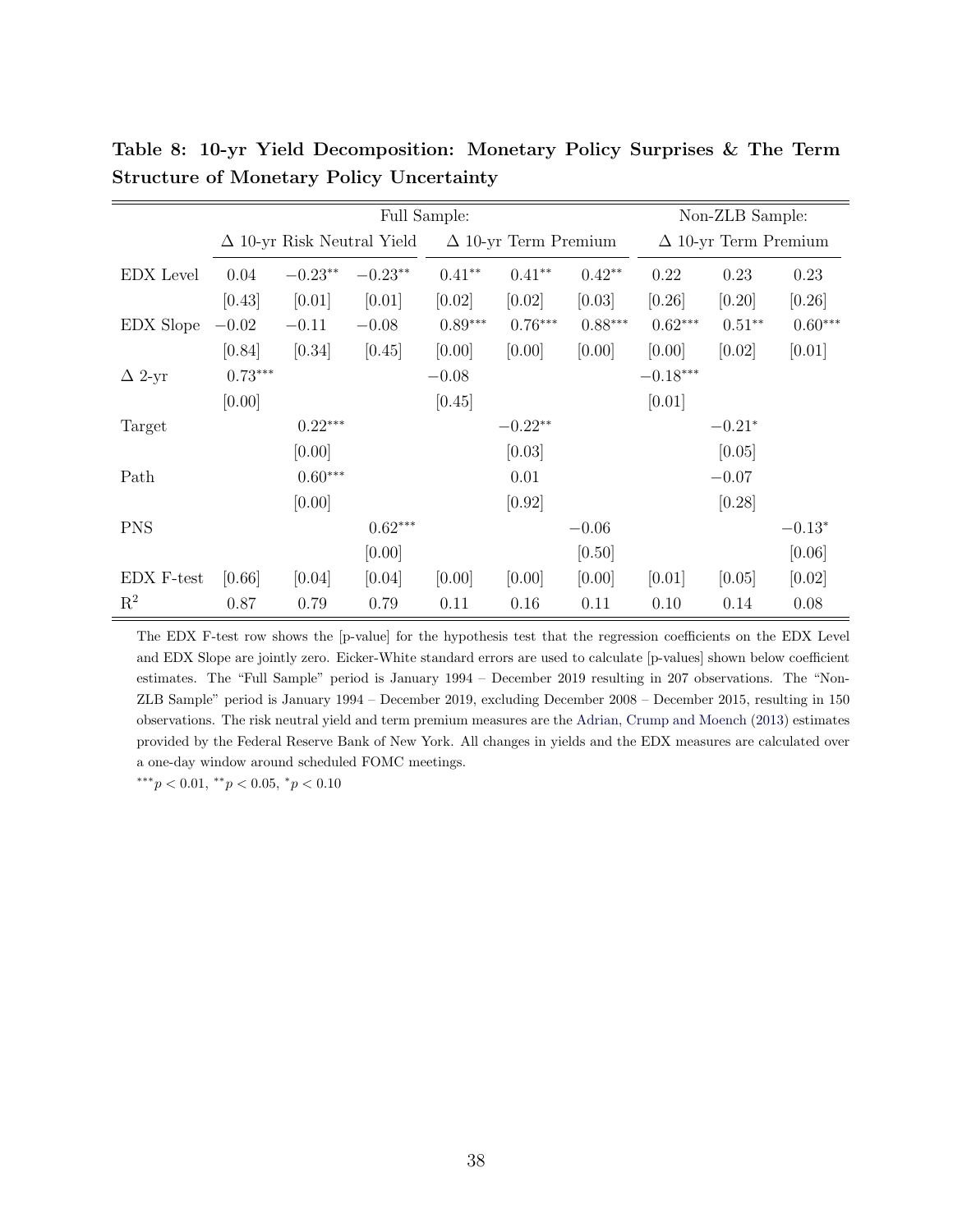**Table 8: 10-yr Yield Decomposition: Monetary Policy Surprises & The Term Structure of Monetary Policy Uncertainty**

| | Full Sample: | | | | | | Non-ZLB Sample: | | |
|---|---|---|---|---|---|---|---|---|---|
| | Δ 10-yr Risk Neutral Yield | | | Δ 10-yr Term Premium | | | Δ 10-yr Term Premium | | |
| EDX Level | 0.04 | $-0.23^{**}$ | $-0.23^{**}$ | $0.41^{**}$ | $0.41^{**}$ | $0.42^{**}$ | 0.22 | 0.23 | 0.23 |
| | [0.43] | [0.01] | [0.01] | [0.02] | [0.02] | [0.03] | [0.26] | [0.20] | [0.26] |
| EDX Slope | $-0.02$ | $-0.11$ | $-0.08$ | $0.89^{***}$ | $0.76^{***}$ | $0.88^{***}$ | $0.62^{***}$ | $0.51^{**}$ | $0.60^{***}$ |
| | [0.84] | [0.34] | [0.45] | [0.00] | [0.00] | [0.00] | [0.00] | [0.02] | [0.01] |
| Δ 2-yr | $0.73^{***}$ | | | $-0.08$ | | | $-0.18^{***}$ | | |
| | [0.00] | | | [0.45] | | | [0.01] | | |
| Target | | $0.22^{***}$ | | | $-0.22^{**}$ | | | $-0.21^{*}$ | |
| | | [0.00] | | | [0.03] | | | [0.05] | |
| Path | | $0.60^{***}$ | | | 0.01 | | | $-0.07$ | |
| | | [0.00] | | | [0.92] | | | [0.28] | |
| PNS | | | $0.62^{***}$ | | | $-0.06$ | | | $-0.13^{*}$ |
| | | | [0.00] | | | [0.50] | | | [0.06] |
| EDX F-test | [0.66] | [0.04] | [0.04] | [0.00] | [0.00] | [0.00] | [0.01] | [0.05] | [0.02] |
| $R^2$ | 0.87 | 0.79 | 0.79 | 0.11 | 0.16 | 0.11 | 0.10 | 0.14 | 0.08 |

The EDX F-test row shows the [p-value] for the hypothesis test that the regression coefficients on the EDX Level and EDX Slope are jointly zero. Eicker-White standard errors are used to calculate [p-values] shown below coefficient estimates. The "Full Sample" period is January 1994 – December 2019 resulting in 207 observations. The "Non-ZLB Sample" period is January 1994 – December 2019, excluding December 2008 – December 2015, resulting in 150 observations. The risk neutral yield and term premium measures are the Adrian, Crump and Moench (2013) estimates provided by the Federal Reserve Bank of New York. All changes in yields and the EDX measures are calculated over a one-day window around scheduled FOMC meetings.

$^{***}p < 0.01$, $^{**}p < 0.05$, $^{*}p < 0.10$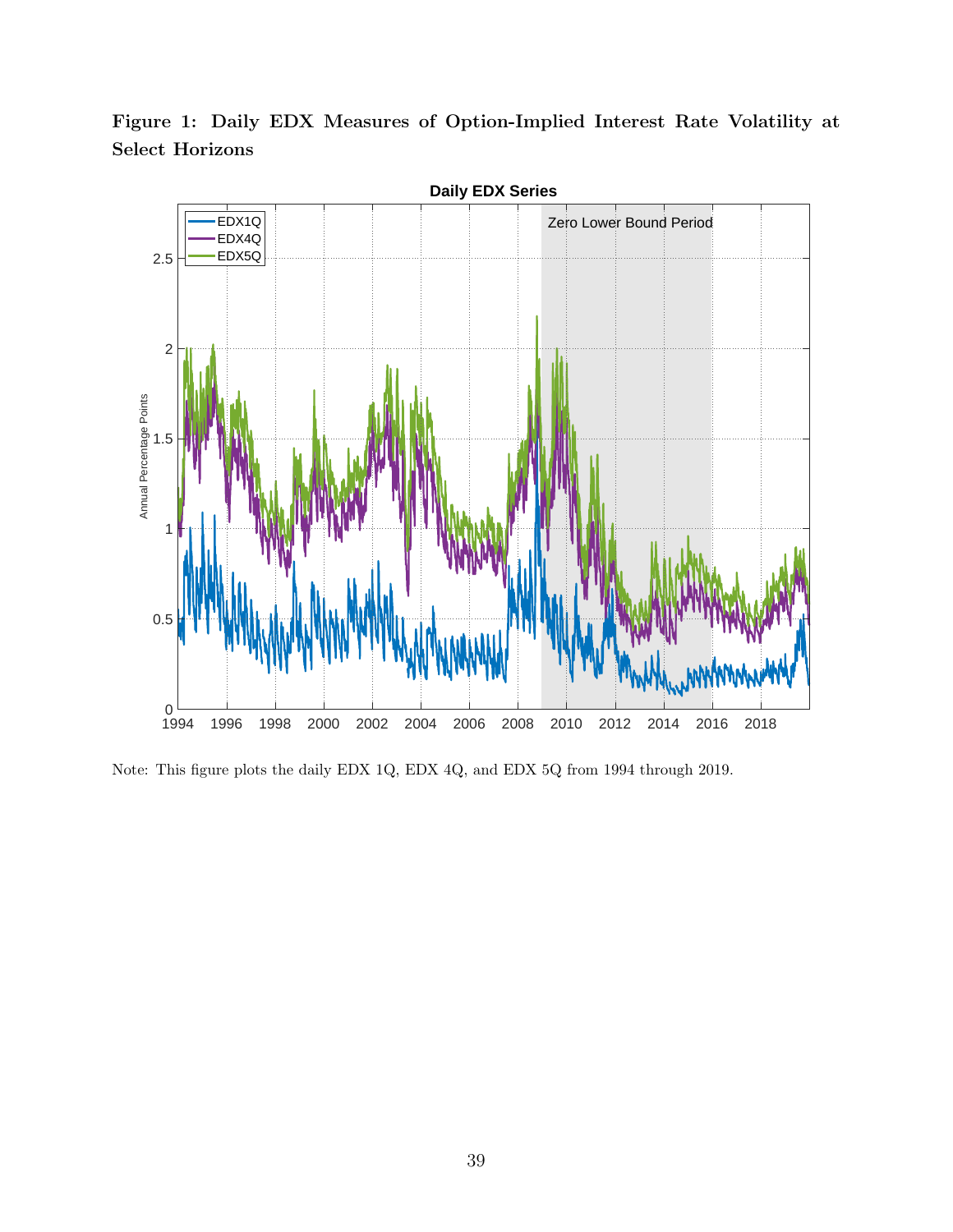**Figure 1: Daily EDX Measures of Option-Implied Interest Rate Volatility at Select Horizons**

Note: This figure plots the daily EDX 1Q, EDX 4Q, and EDX 5Q from 1994 through 2019.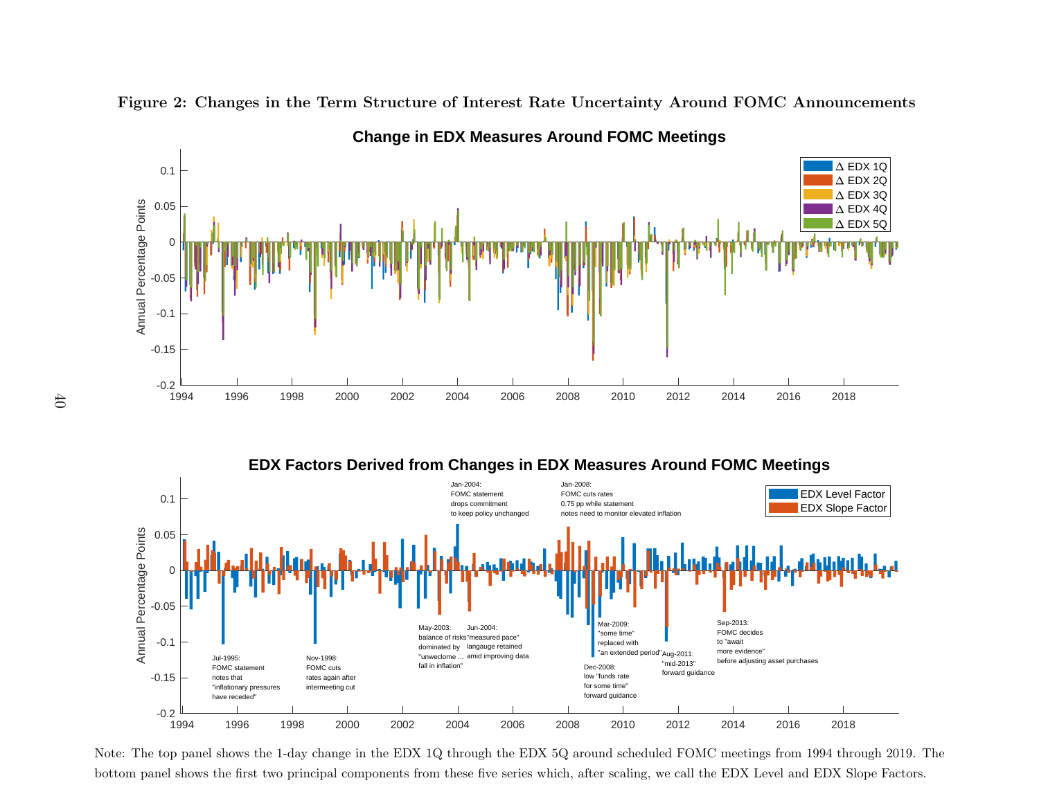**Figure 2: Changes in the Term Structure of Interest Rate Uncertainty Around FOMC Announcements**

Note: The top panel shows the 1-day change in the EDX 1Q through the EDX 5Q around scheduled FOMC meetings from 1994 through 2019. The bottom panel shows the first two principal components from these five series which, after scaling, we call the EDX Level and EDX Slope Factors.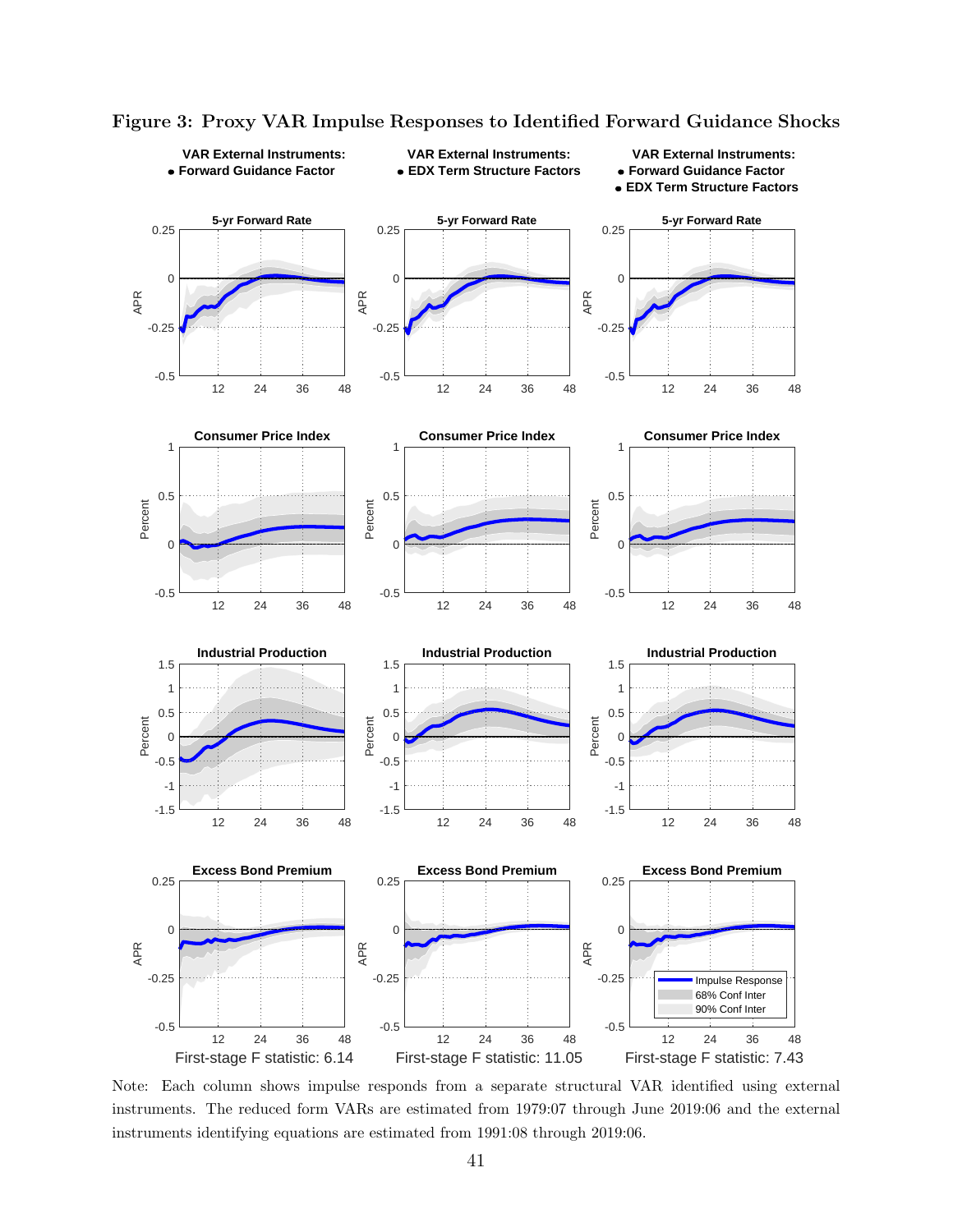**Figure 3: Proxy VAR Impulse Responses to Identified Forward Guidance Shocks**

VAR External Instruments:
- Forward Guidance Factor

VAR External Instruments:
- EDX Term Structure Factors

VAR External Instruments:
- Forward Guidance Factor
- EDX Term Structure Factors

5-yr Forward Rate

APR

0.25
0
-0.25
-0.5

12 24 36 48

Consumer Price Index

Percent

1
0.5
0
-0.5

12 24 36 48

Industrial Production

Percent

1.5
1
0.5
0
-0.5
-1
-1.5

12 24 36 48

Excess Bond Premium

APR

0.25
0
-0.25
-0.5

12 24 36 48

Impulse Response
68% Conf Inter
90% Conf Inter

First-stage F statistic: 6.14

First-stage F statistic: 11.05

First-stage F statistic: 7.43

Note: Each column shows impulse responds from a separate structural VAR identified using external instruments. The reduced form VARs are estimated from 1979:07 through June 2019:06 and the external instruments identifying equations are estimated from 1991:08 through 2019:06.